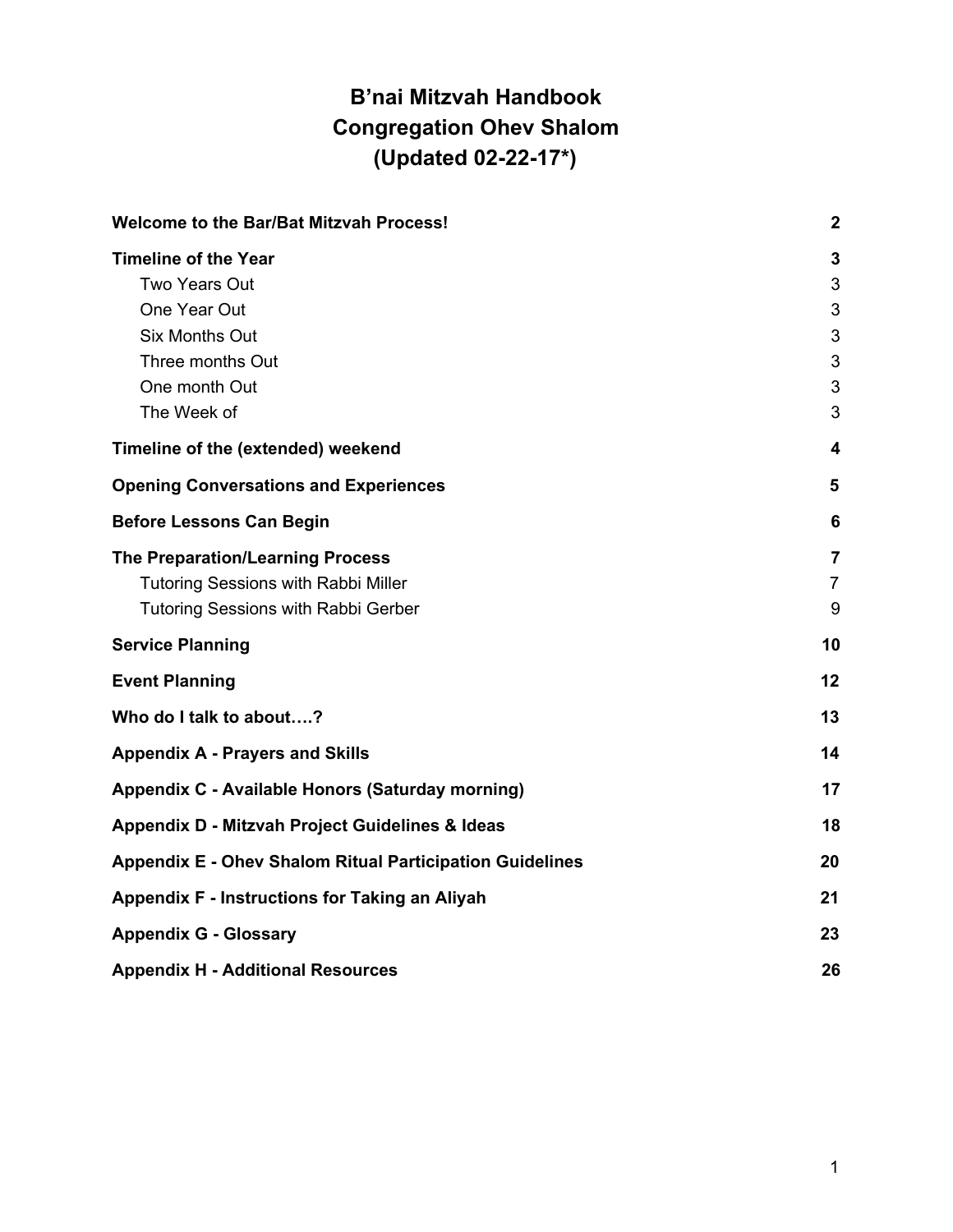# B'nai Mitzvah Handbook
# Congregation Ohev Shalom
# (Updated 02-22-17*)

| | |
|---|---|
| **Welcome to the Bar/Bat Mitzvah Process!** | **2** |
| **Timeline of the Year** | **3** |
| Two Years Out | 3 |
| One Year Out | 3 |
| Six Months Out | 3 |
| Three months Out | 3 |
| One month Out | 3 |
| The Week of | 3 |
| **Timeline of the (extended) weekend** | **4** |
| **Opening Conversations and Experiences** | **5** |
| **Before Lessons Can Begin** | **6** |
| **The Preparation/Learning Process** | **7** |
| Tutoring Sessions with Rabbi Miller | 7 |
| Tutoring Sessions with Rabbi Gerber | 9 |
| **Service Planning** | **10** |
| **Event Planning** | **12** |
| **Who do I talk to about….?** | **13** |
| **Appendix A - Prayers and Skills** | **14** |
| **Appendix C - Available Honors (Saturday morning)** | **17** |
| **Appendix D - Mitzvah Project Guidelines & Ideas** | **18** |
| **Appendix E - Ohev Shalom Ritual Participation Guidelines** | **20** |
| **Appendix F - Instructions for Taking an Aliyah** | **21** |
| **Appendix G - Glossary** | **23** |
| **Appendix H - Additional Resources** | **26** |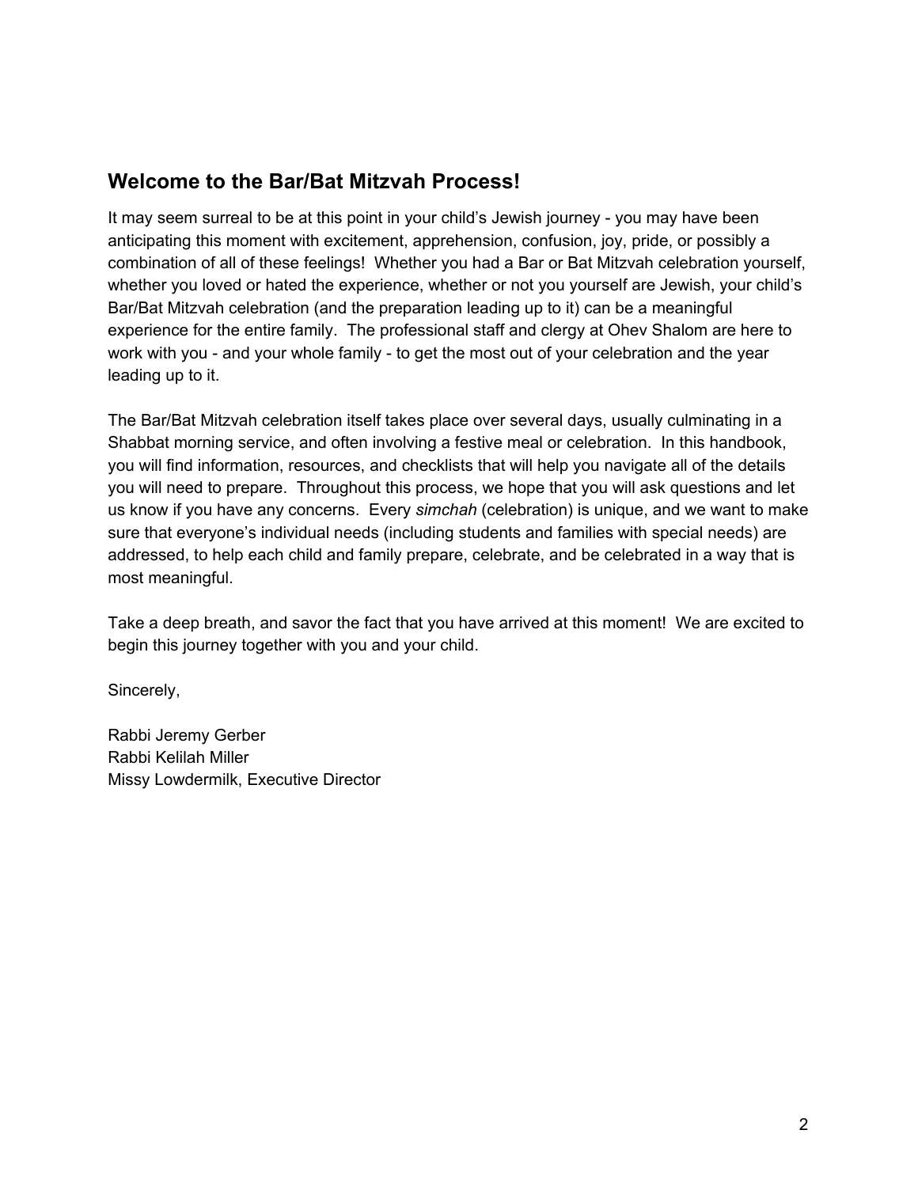## Welcome to the Bar/Bat Mitzvah Process!

It may seem surreal to be at this point in your child's Jewish journey - you may have been anticipating this moment with excitement, apprehension, confusion, joy, pride, or possibly a combination of all of these feelings! Whether you had a Bar or Bat Mitzvah celebration yourself, whether you loved or hated the experience, whether or not you yourself are Jewish, your child's Bar/Bat Mitzvah celebration (and the preparation leading up to it) can be a meaningful experience for the entire family. The professional staff and clergy at Ohev Shalom are here to work with you - and your whole family - to get the most out of your celebration and the year leading up to it.

The Bar/Bat Mitzvah celebration itself takes place over several days, usually culminating in a Shabbat morning service, and often involving a festive meal or celebration. In this handbook, you will find information, resources, and checklists that will help you navigate all of the details you will need to prepare. Throughout this process, we hope that you will ask questions and let us know if you have any concerns. Every *simchah* (celebration) is unique, and we want to make sure that everyone's individual needs (including students and families with special needs) are addressed, to help each child and family prepare, celebrate, and be celebrated in a way that is most meaningful.

Take a deep breath, and savor the fact that you have arrived at this moment! We are excited to begin this journey together with you and your child.

Sincerely,

Rabbi Jeremy Gerber
Rabbi Kelilah Miller
Missy Lowdermilk, Executive Director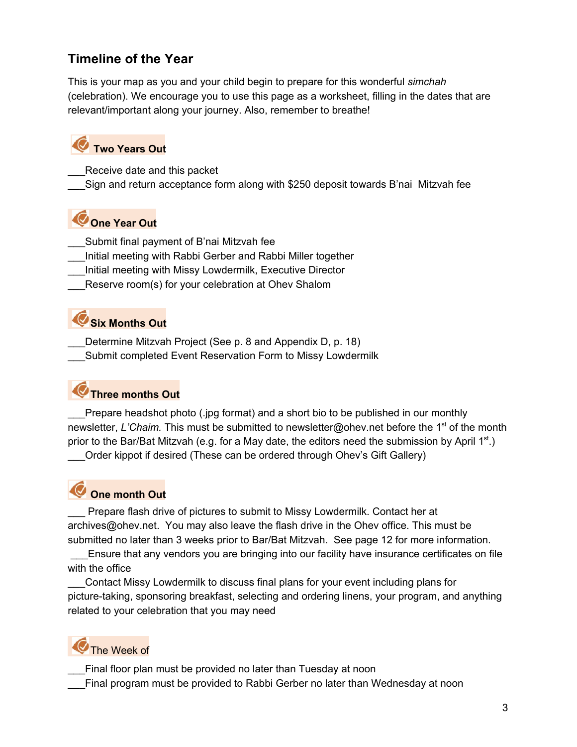## Timeline of the Year

This is your map as you and your child begin to prepare for this wonderful *simchah* (celebration). We encourage you to use this page as a worksheet, filling in the dates that are relevant/important along your journey. Also, remember to breathe!

### Two Years Out

___Receive date and this packet
___Sign and return acceptance form along with $250 deposit towards B'nai Mitzvah fee

### One Year Out

___Submit final payment of B'nai Mitzvah fee
___Initial meeting with Rabbi Gerber and Rabbi Miller together
___Initial meeting with Missy Lowdermilk, Executive Director
___Reserve room(s) for your celebration at Ohev Shalom

### Six Months Out

___Determine Mitzvah Project (See p. 8 and Appendix D, p. 18)
___Submit completed Event Reservation Form to Missy Lowdermilk

### Three months Out

___Prepare headshot photo (.jpg format) and a short bio to be published in our monthly newsletter, *L'Chaim.* This must be submitted to newsletter@ohev.net before the 1st of the month prior to the Bar/Bat Mitzvah (e.g. for a May date, the editors need the submission by April 1st.)
___Order kippot if desired (These can be ordered through Ohev's Gift Gallery)

### One month Out

___ Prepare flash drive of pictures to submit to Missy Lowdermilk. Contact her at archives@ohev.net. You may also leave the flash drive in the Ohev office. This must be submitted no later than 3 weeks prior to Bar/Bat Mitzvah. See page 12 for more information.
___Ensure that any vendors you are bringing into our facility have insurance certificates on file with the office
___Contact Missy Lowdermilk to discuss final plans for your event including plans for picture-taking, sponsoring breakfast, selecting and ordering linens, your program, and anything related to your celebration that you may need

### The Week of

___Final floor plan must be provided no later than Tuesday at noon
___Final program must be provided to Rabbi Gerber no later than Wednesday at noon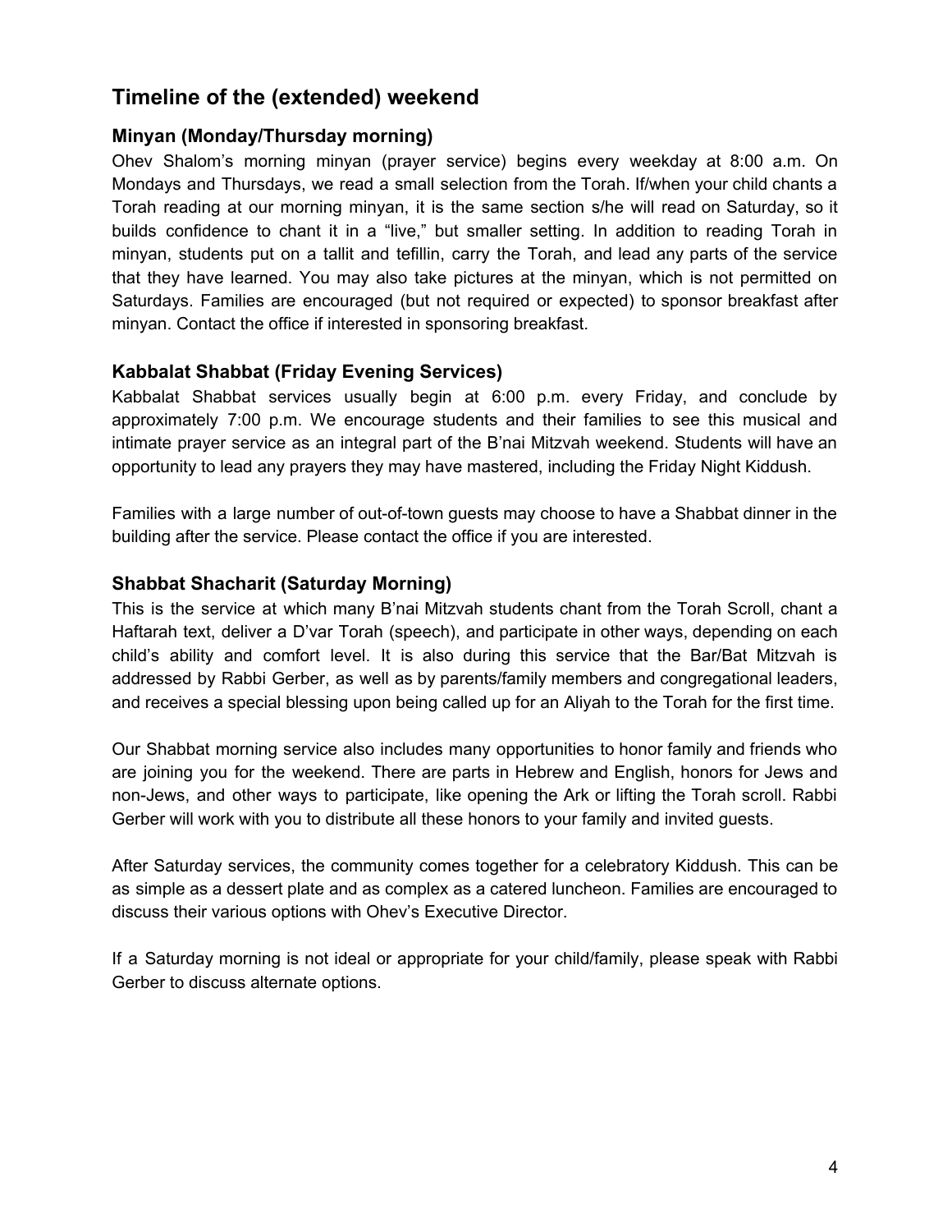## Timeline of the (extended) weekend

### Minyan (Monday/Thursday morning)

Ohev Shalom's morning minyan (prayer service) begins every weekday at 8:00 a.m. On Mondays and Thursdays, we read a small selection from the Torah. If/when your child chants a Torah reading at our morning minyan, it is the same section s/he will read on Saturday, so it builds confidence to chant it in a "live," but smaller setting. In addition to reading Torah in minyan, students put on a tallit and tefillin, carry the Torah, and lead any parts of the service that they have learned. You may also take pictures at the minyan, which is not permitted on Saturdays. Families are encouraged (but not required or expected) to sponsor breakfast after minyan. Contact the office if interested in sponsoring breakfast.

### Kabbalat Shabbat (Friday Evening Services)

Kabbalat Shabbat services usually begin at 6:00 p.m. every Friday, and conclude by approximately 7:00 p.m. We encourage students and their families to see this musical and intimate prayer service as an integral part of the B'nai Mitzvah weekend. Students will have an opportunity to lead any prayers they may have mastered, including the Friday Night Kiddush.

Families with a large number of out-of-town guests may choose to have a Shabbat dinner in the building after the service. Please contact the office if you are interested.

### Shabbat Shacharit (Saturday Morning)

This is the service at which many B'nai Mitzvah students chant from the Torah Scroll, chant a Haftarah text, deliver a D'var Torah (speech), and participate in other ways, depending on each child's ability and comfort level. It is also during this service that the Bar/Bat Mitzvah is addressed by Rabbi Gerber, as well as by parents/family members and congregational leaders, and receives a special blessing upon being called up for an Aliyah to the Torah for the first time.

Our Shabbat morning service also includes many opportunities to honor family and friends who are joining you for the weekend. There are parts in Hebrew and English, honors for Jews and non-Jews, and other ways to participate, like opening the Ark or lifting the Torah scroll. Rabbi Gerber will work with you to distribute all these honors to your family and invited guests.

After Saturday services, the community comes together for a celebratory Kiddush. This can be as simple as a dessert plate and as complex as a catered luncheon. Families are encouraged to discuss their various options with Ohev's Executive Director.

If a Saturday morning is not ideal or appropriate for your child/family, please speak with Rabbi Gerber to discuss alternate options.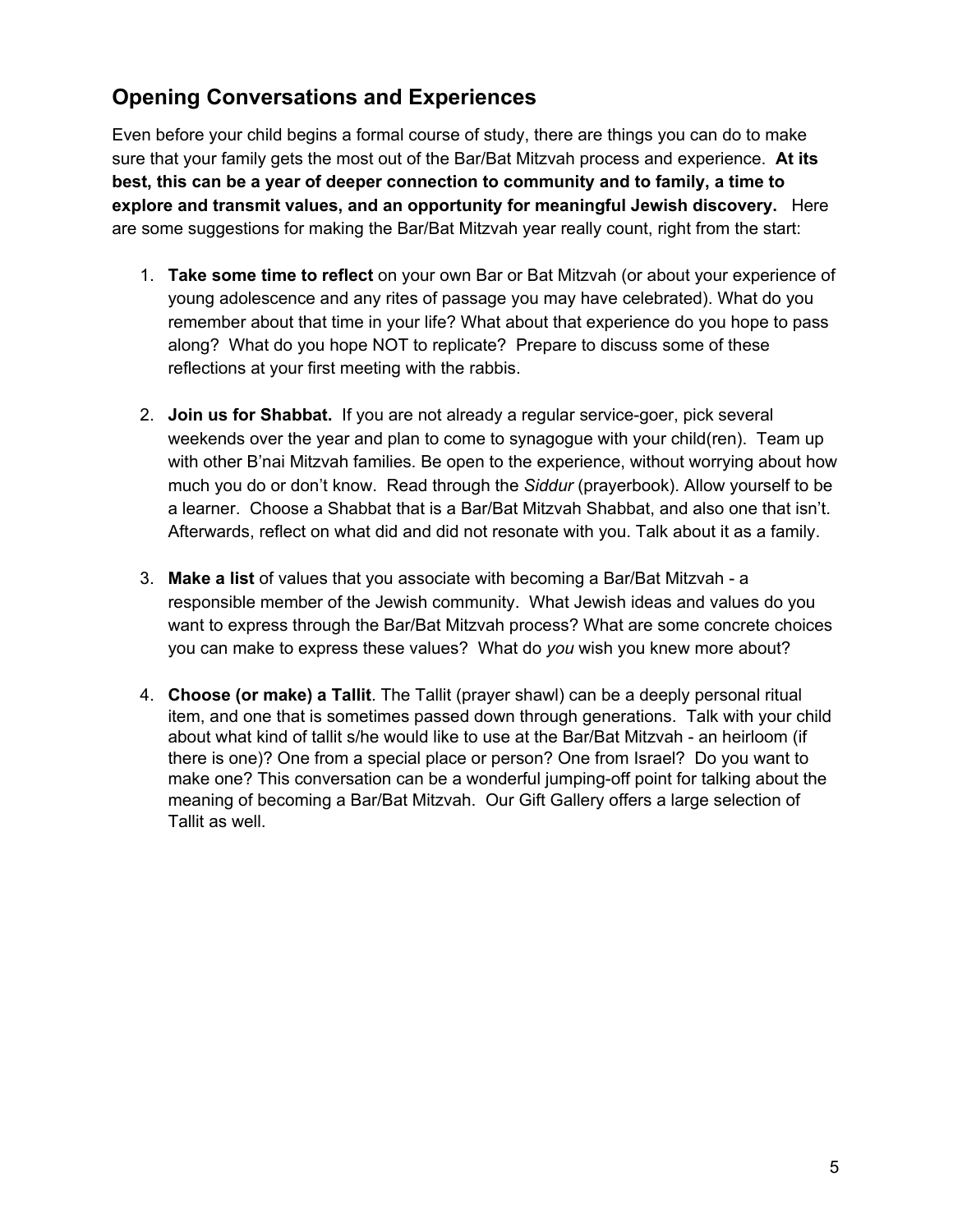## Opening Conversations and Experiences

Even before your child begins a formal course of study, there are things you can do to make sure that your family gets the most out of the Bar/Bat Mitzvah process and experience. **At its best, this can be a year of deeper connection to community and to family, a time to explore and transmit values, and an opportunity for meaningful Jewish discovery.** Here are some suggestions for making the Bar/Bat Mitzvah year really count, right from the start:

1. **Take some time to reflect** on your own Bar or Bat Mitzvah (or about your experience of young adolescence and any rites of passage you may have celebrated). What do you remember about that time in your life? What about that experience do you hope to pass along? What do you hope NOT to replicate? Prepare to discuss some of these reflections at your first meeting with the rabbis.

2. **Join us for Shabbat.** If you are not already a regular service-goer, pick several weekends over the year and plan to come to synagogue with your child(ren). Team up with other B'nai Mitzvah families. Be open to the experience, without worrying about how much you do or don't know. Read through the *Siddur* (prayerbook). Allow yourself to be a learner. Choose a Shabbat that is a Bar/Bat Mitzvah Shabbat, and also one that isn't. Afterwards, reflect on what did and did not resonate with you. Talk about it as a family.

3. **Make a list** of values that you associate with becoming a Bar/Bat Mitzvah - a responsible member of the Jewish community. What Jewish ideas and values do you want to express through the Bar/Bat Mitzvah process? What are some concrete choices you can make to express these values? What do *you* wish you knew more about?

4. **Choose (or make) a Tallit**. The Tallit (prayer shawl) can be a deeply personal ritual item, and one that is sometimes passed down through generations. Talk with your child about what kind of tallit s/he would like to use at the Bar/Bat Mitzvah - an heirloom (if there is one)? One from a special place or person? One from Israel? Do you want to make one? This conversation can be a wonderful jumping-off point for talking about the meaning of becoming a Bar/Bat Mitzvah. Our Gift Gallery offers a large selection of Tallit as well.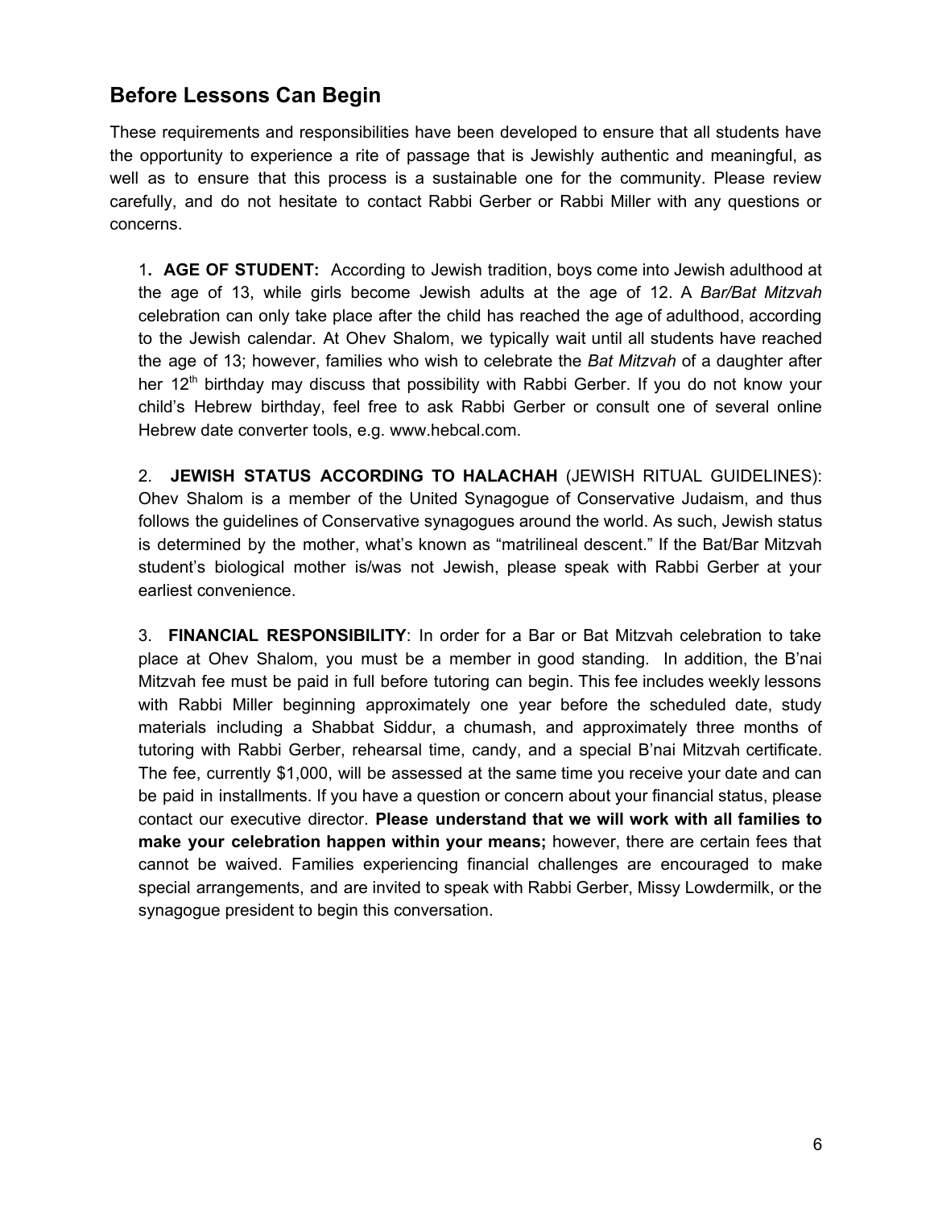## Before Lessons Can Begin

These requirements and responsibilities have been developed to ensure that all students have the opportunity to experience a rite of passage that is Jewishly authentic and meaningful, as well as to ensure that this process is a sustainable one for the community. Please review carefully, and do not hesitate to contact Rabbi Gerber or Rabbi Miller with any questions or concerns.

1**. AGE OF STUDENT:** According to Jewish tradition, boys come into Jewish adulthood at the age of 13, while girls become Jewish adults at the age of 12. A *Bar/Bat Mitzvah* celebration can only take place after the child has reached the age of adulthood, according to the Jewish calendar. At Ohev Shalom, we typically wait until all students have reached the age of 13; however, families who wish to celebrate the *Bat Mitzvah* of a daughter after her 12th birthday may discuss that possibility with Rabbi Gerber. If you do not know your child's Hebrew birthday, feel free to ask Rabbi Gerber or consult one of several online Hebrew date converter tools, e.g. www.hebcal.com.

2. **JEWISH STATUS ACCORDING TO HALACHAH** (JEWISH RITUAL GUIDELINES): Ohev Shalom is a member of the United Synagogue of Conservative Judaism, and thus follows the guidelines of Conservative synagogues around the world. As such, Jewish status is determined by the mother, what's known as "matrilineal descent." If the Bat/Bar Mitzvah student's biological mother is/was not Jewish, please speak with Rabbi Gerber at your earliest convenience.

3. **FINANCIAL RESPONSIBILITY**: In order for a Bar or Bat Mitzvah celebration to take place at Ohev Shalom, you must be a member in good standing. In addition, the B'nai Mitzvah fee must be paid in full before tutoring can begin. This fee includes weekly lessons with Rabbi Miller beginning approximately one year before the scheduled date, study materials including a Shabbat Siddur, a chumash, and approximately three months of tutoring with Rabbi Gerber, rehearsal time, candy, and a special B'nai Mitzvah certificate. The fee, currently $1,000, will be assessed at the same time you receive your date and can be paid in installments. If you have a question or concern about your financial status, please contact our executive director. **Please understand that we will work with all families to make your celebration happen within your means;** however, there are certain fees that cannot be waived. Families experiencing financial challenges are encouraged to make special arrangements, and are invited to speak with Rabbi Gerber, Missy Lowdermilk, or the synagogue president to begin this conversation.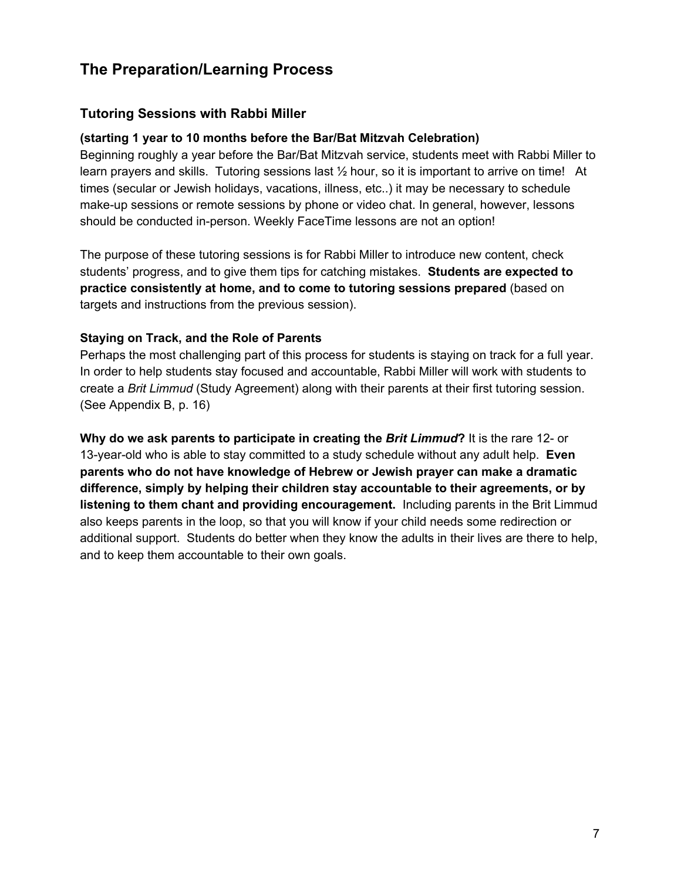## The Preparation/Learning Process

### Tutoring Sessions with Rabbi Miller

**(starting 1 year to 10 months before the Bar/Bat Mitzvah Celebration)**

Beginning roughly a year before the Bar/Bat Mitzvah service, students meet with Rabbi Miller to learn prayers and skills. Tutoring sessions last ½ hour, so it is important to arrive on time! At times (secular or Jewish holidays, vacations, illness, etc..) it may be necessary to schedule make-up sessions or remote sessions by phone or video chat. In general, however, lessons should be conducted in-person. Weekly FaceTime lessons are not an option!

The purpose of these tutoring sessions is for Rabbi Miller to introduce new content, check students' progress, and to give them tips for catching mistakes. **Students are expected to practice consistently at home, and to come to tutoring sessions prepared** (based on targets and instructions from the previous session).

**Staying on Track, and the Role of Parents**

Perhaps the most challenging part of this process for students is staying on track for a full year. In order to help students stay focused and accountable, Rabbi Miller will work with students to create a *Brit Limmud* (Study Agreement) along with their parents at their first tutoring session. (See Appendix B, p. 16)

**Why do we ask parents to participate in creating the *Brit Limmud*?** It is the rare 12- or 13-year-old who is able to stay committed to a study schedule without any adult help. **Even parents who do not have knowledge of Hebrew or Jewish prayer can make a dramatic difference, simply by helping their children stay accountable to their agreements, or by listening to them chant and providing encouragement.** Including parents in the Brit Limmud also keeps parents in the loop, so that you will know if your child needs some redirection or additional support. Students do better when they know the adults in their lives are there to help, and to keep them accountable to their own goals.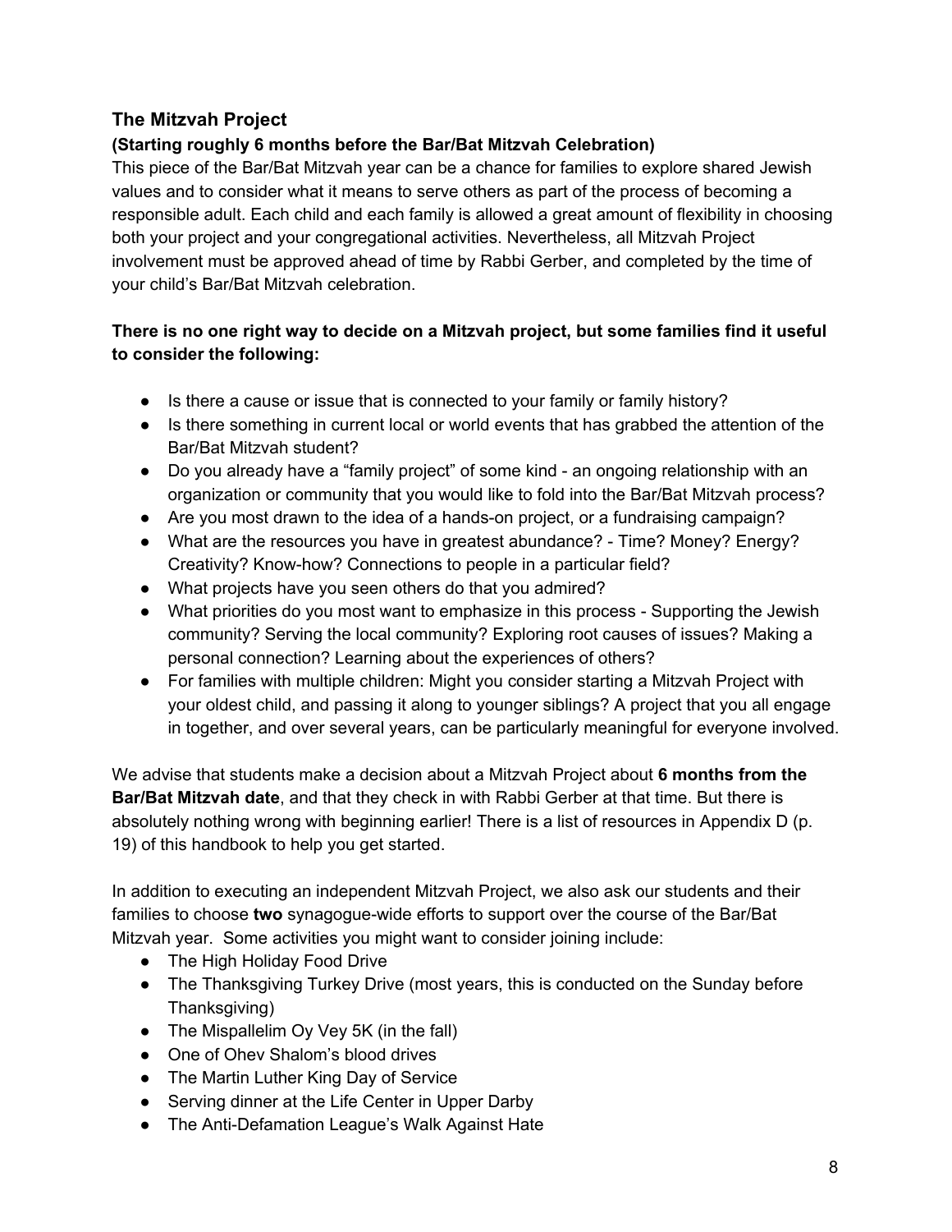## The Mitzvah Project

**(Starting roughly 6 months before the Bar/Bat Mitzvah Celebration)**

This piece of the Bar/Bat Mitzvah year can be a chance for families to explore shared Jewish values and to consider what it means to serve others as part of the process of becoming a responsible adult. Each child and each family is allowed a great amount of flexibility in choosing both your project and your congregational activities. Nevertheless, all Mitzvah Project involvement must be approved ahead of time by Rabbi Gerber, and completed by the time of your child's Bar/Bat Mitzvah celebration.

**There is no one right way to decide on a Mitzvah project, but some families find it useful to consider the following:**

- Is there a cause or issue that is connected to your family or family history?
- Is there something in current local or world events that has grabbed the attention of the Bar/Bat Mitzvah student?
- Do you already have a "family project" of some kind - an ongoing relationship with an organization or community that you would like to fold into the Bar/Bat Mitzvah process?
- Are you most drawn to the idea of a hands-on project, or a fundraising campaign?
- What are the resources you have in greatest abundance? - Time? Money? Energy? Creativity? Know-how? Connections to people in a particular field?
- What projects have you seen others do that you admired?
- What priorities do you most want to emphasize in this process - Supporting the Jewish community? Serving the local community? Exploring root causes of issues? Making a personal connection? Learning about the experiences of others?
- For families with multiple children: Might you consider starting a Mitzvah Project with your oldest child, and passing it along to younger siblings? A project that you all engage in together, and over several years, can be particularly meaningful for everyone involved.

We advise that students make a decision about a Mitzvah Project about **6 months from the Bar/Bat Mitzvah date**, and that they check in with Rabbi Gerber at that time. But there is absolutely nothing wrong with beginning earlier! There is a list of resources in Appendix D (p. 19) of this handbook to help you get started.

In addition to executing an independent Mitzvah Project, we also ask our students and their families to choose **two** synagogue-wide efforts to support over the course of the Bar/Bat Mitzvah year. Some activities you might want to consider joining include:

- The High Holiday Food Drive
- The Thanksgiving Turkey Drive (most years, this is conducted on the Sunday before Thanksgiving)
- The Mispallelim Oy Vey 5K (in the fall)
- One of Ohev Shalom's blood drives
- The Martin Luther King Day of Service
- Serving dinner at the Life Center in Upper Darby
- The Anti-Defamation League's Walk Against Hate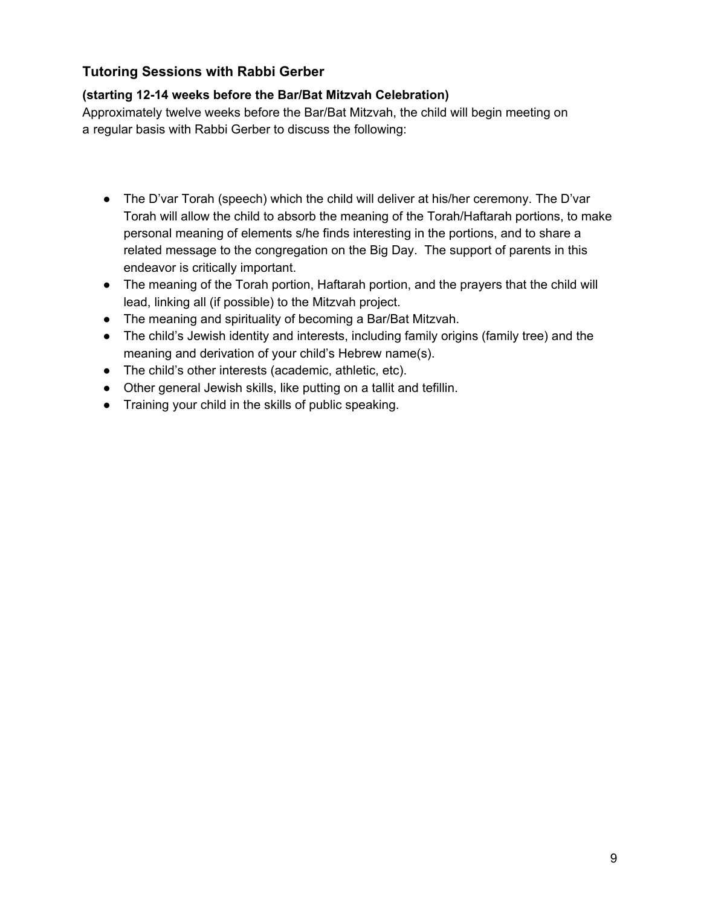### Tutoring Sessions with Rabbi Gerber

**(starting 12-14 weeks before the Bar/Bat Mitzvah Celebration)**

Approximately twelve weeks before the Bar/Bat Mitzvah, the child will begin meeting on a regular basis with Rabbi Gerber to discuss the following:

- The D'var Torah (speech) which the child will deliver at his/her ceremony. The D'var Torah will allow the child to absorb the meaning of the Torah/Haftarah portions, to make personal meaning of elements s/he finds interesting in the portions, and to share a related message to the congregation on the Big Day. The support of parents in this endeavor is critically important.
- The meaning of the Torah portion, Haftarah portion, and the prayers that the child will lead, linking all (if possible) to the Mitzvah project.
- The meaning and spirituality of becoming a Bar/Bat Mitzvah.
- The child's Jewish identity and interests, including family origins (family tree) and the meaning and derivation of your child's Hebrew name(s).
- The child's other interests (academic, athletic, etc).
- Other general Jewish skills, like putting on a tallit and tefillin.
- Training your child in the skills of public speaking.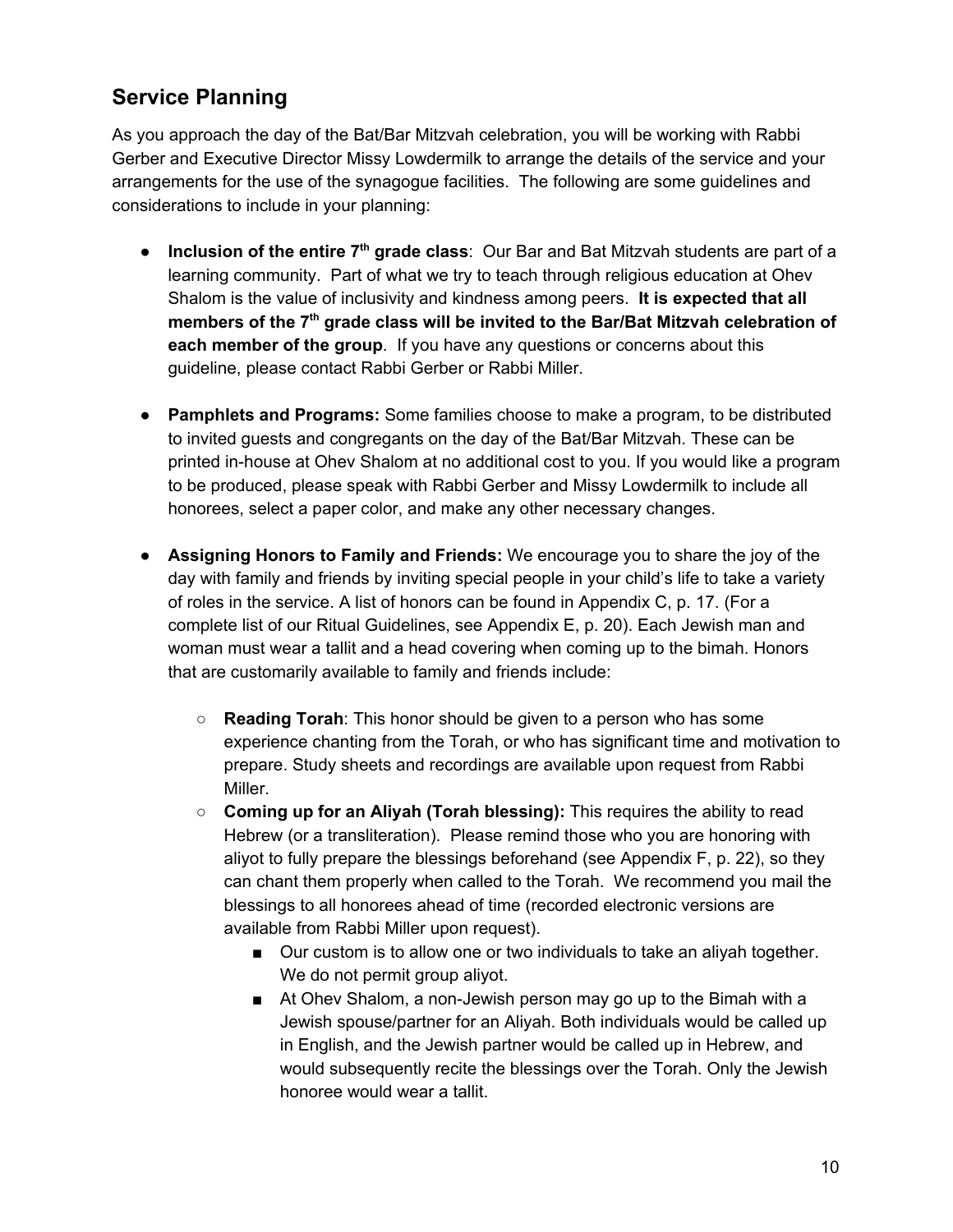## Service Planning

As you approach the day of the Bat/Bar Mitzvah celebration, you will be working with Rabbi Gerber and Executive Director Missy Lowdermilk to arrange the details of the service and your arrangements for the use of the synagogue facilities. The following are some guidelines and considerations to include in your planning:

- **Inclusion of the entire 7th grade class**: Our Bar and Bat Mitzvah students are part of a learning community. Part of what we try to teach through religious education at Ohev Shalom is the value of inclusivity and kindness among peers. **It is expected that all members of the 7th grade class will be invited to the Bar/Bat Mitzvah celebration of each member of the group**. If you have any questions or concerns about this guideline, please contact Rabbi Gerber or Rabbi Miller.

- **Pamphlets and Programs:** Some families choose to make a program, to be distributed to invited guests and congregants on the day of the Bat/Bar Mitzvah. These can be printed in-house at Ohev Shalom at no additional cost to you. If you would like a program to be produced, please speak with Rabbi Gerber and Missy Lowdermilk to include all honorees, select a paper color, and make any other necessary changes.

- **Assigning Honors to Family and Friends:** We encourage you to share the joy of the day with family and friends by inviting special people in your child's life to take a variety of roles in the service. A list of honors can be found in Appendix C, p. 17. (For a complete list of our Ritual Guidelines, see Appendix E, p. 20). Each Jewish man and woman must wear a tallit and a head covering when coming up to the bimah. Honors that are customarily available to family and friends include:
    - **Reading Torah**: This honor should be given to a person who has some experience chanting from the Torah, or who has significant time and motivation to prepare. Study sheets and recordings are available upon request from Rabbi Miller.
    - **Coming up for an Aliyah (Torah blessing):** This requires the ability to read Hebrew (or a transliteration). Please remind those who you are honoring with aliyot to fully prepare the blessings beforehand (see Appendix F, p. 22), so they can chant them properly when called to the Torah. We recommend you mail the blessings to all honorees ahead of time (recorded electronic versions are available from Rabbi Miller upon request).
        - Our custom is to allow one or two individuals to take an aliyah together. We do not permit group aliyot.
        - At Ohev Shalom, a non-Jewish person may go up to the Bimah with a Jewish spouse/partner for an Aliyah. Both individuals would be called up in English, and the Jewish partner would be called up in Hebrew, and would subsequently recite the blessings over the Torah. Only the Jewish honoree would wear a tallit.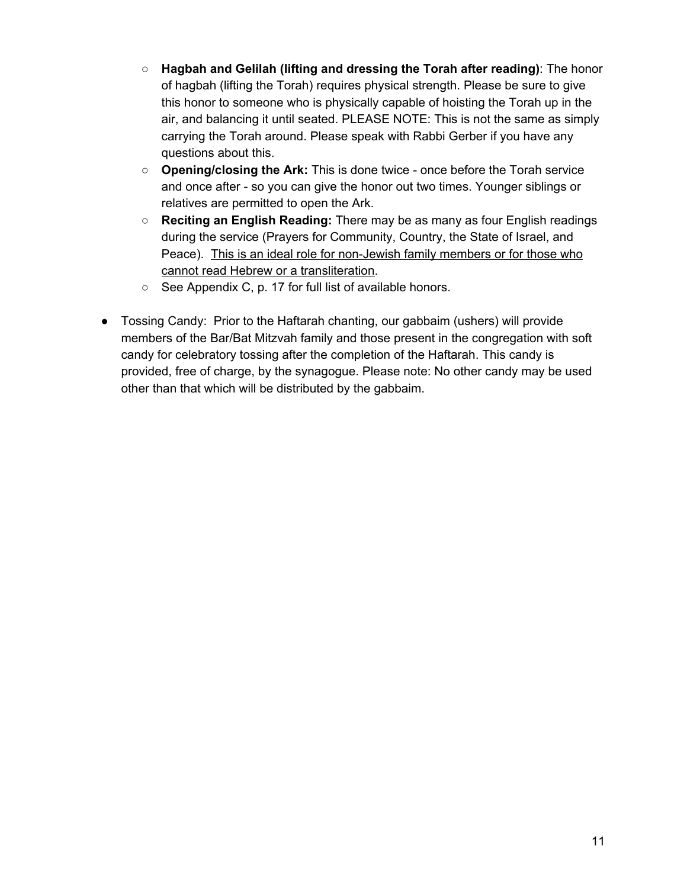- **Hagbah and Gelilah (lifting and dressing the Torah after reading)**: The honor of hagbah (lifting the Torah) requires physical strength. Please be sure to give this honor to someone who is physically capable of hoisting the Torah up in the air, and balancing it until seated. PLEASE NOTE: This is not the same as simply carrying the Torah around. Please speak with Rabbi Gerber if you have any questions about this.
  - **Opening/closing the Ark:** This is done twice - once before the Torah service and once after - so you can give the honor out two times. Younger siblings or relatives are permitted to open the Ark.
  - **Reciting an English Reading:** There may be as many as four English readings during the service (Prayers for Community, Country, the State of Israel, and Peace). <u>This is an ideal role for non-Jewish family members or for those who cannot read Hebrew or a transliteration</u>.
  - See Appendix C, p. 17 for full list of available honors.

- Tossing Candy: Prior to the Haftarah chanting, our gabbaim (ushers) will provide members of the Bar/Bat Mitzvah family and those present in the congregation with soft candy for celebratory tossing after the completion of the Haftarah. This candy is provided, free of charge, by the synagogue. Please note: No other candy may be used other than that which will be distributed by the gabbaim.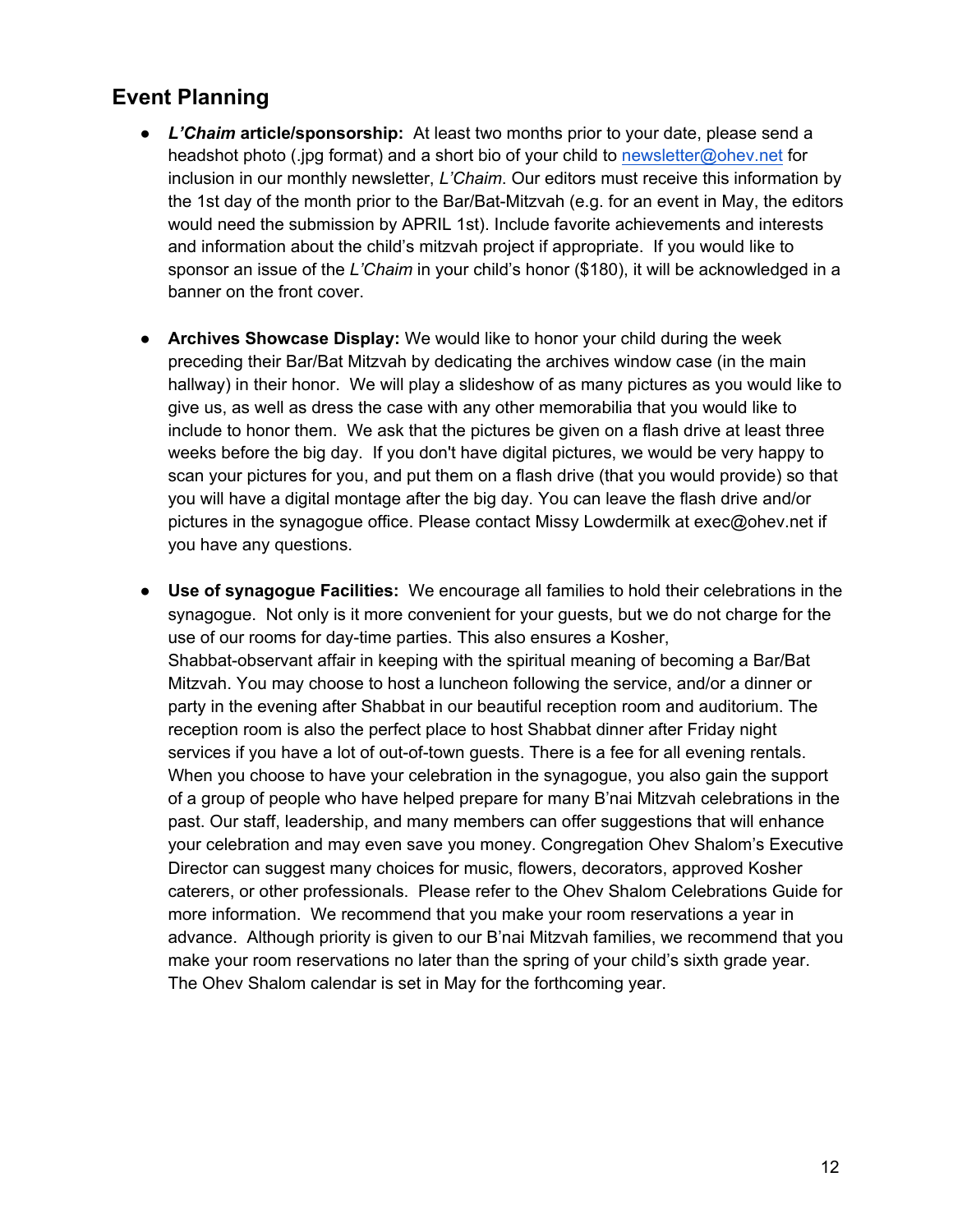## Event Planning

- ***L'Chaim* article/sponsorship:** At least two months prior to your date, please send a headshot photo (.jpg format) and a short bio of your child to newsletter@ohev.net for inclusion in our monthly newsletter, *L'Chaim*. Our editors must receive this information by the 1st day of the month prior to the Bar/Bat-Mitzvah (e.g. for an event in May, the editors would need the submission by APRIL 1st). Include favorite achievements and interests and information about the child's mitzvah project if appropriate. If you would like to sponsor an issue of the *L'Chaim* in your child's honor ($180), it will be acknowledged in a banner on the front cover.

- **Archives Showcase Display:** We would like to honor your child during the week preceding their Bar/Bat Mitzvah by dedicating the archives window case (in the main hallway) in their honor. We will play a slideshow of as many pictures as you would like to give us, as well as dress the case with any other memorabilia that you would like to include to honor them. We ask that the pictures be given on a flash drive at least three weeks before the big day. If you don't have digital pictures, we would be very happy to scan your pictures for you, and put them on a flash drive (that you would provide) so that you will have a digital montage after the big day. You can leave the flash drive and/or pictures in the synagogue office. Please contact Missy Lowdermilk at exec@ohev.net if you have any questions.

- **Use of synagogue Facilities:** We encourage all families to hold their celebrations in the synagogue. Not only is it more convenient for your guests, but we do not charge for the use of our rooms for day-time parties. This also ensures a Kosher, Shabbat-observant affair in keeping with the spiritual meaning of becoming a Bar/Bat Mitzvah. You may choose to host a luncheon following the service, and/or a dinner or party in the evening after Shabbat in our beautiful reception room and auditorium. The reception room is also the perfect place to host Shabbat dinner after Friday night services if you have a lot of out-of-town guests. There is a fee for all evening rentals. When you choose to have your celebration in the synagogue, you also gain the support of a group of people who have helped prepare for many B'nai Mitzvah celebrations in the past. Our staff, leadership, and many members can offer suggestions that will enhance your celebration and may even save you money. Congregation Ohev Shalom's Executive Director can suggest many choices for music, flowers, decorators, approved Kosher caterers, or other professionals. Please refer to the Ohev Shalom Celebrations Guide for more information. We recommend that you make your room reservations a year in advance. Although priority is given to our B'nai Mitzvah families, we recommend that you make your room reservations no later than the spring of your child's sixth grade year. The Ohev Shalom calendar is set in May for the forthcoming year.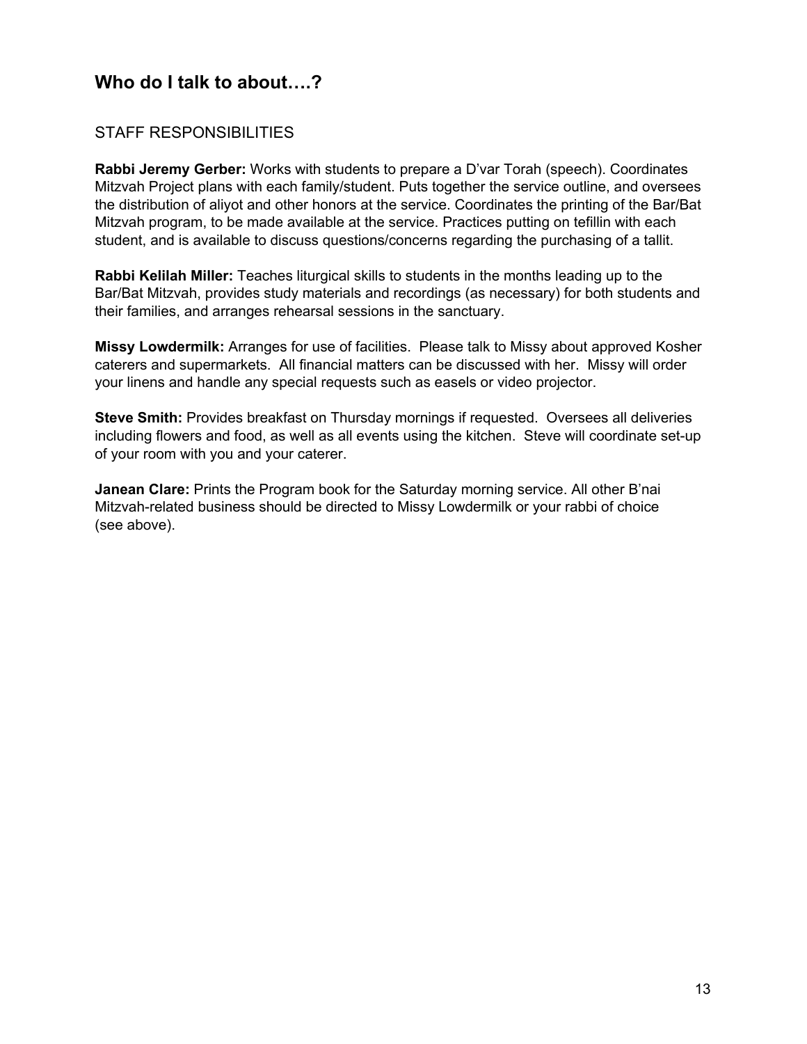## Who do I talk to about….?

### STAFF RESPONSIBILITIES

**Rabbi Jeremy Gerber:** Works with students to prepare a D'var Torah (speech). Coordinates Mitzvah Project plans with each family/student. Puts together the service outline, and oversees the distribution of aliyot and other honors at the service. Coordinates the printing of the Bar/Bat Mitzvah program, to be made available at the service. Practices putting on tefillin with each student, and is available to discuss questions/concerns regarding the purchasing of a tallit.

**Rabbi Kelilah Miller:** Teaches liturgical skills to students in the months leading up to the Bar/Bat Mitzvah, provides study materials and recordings (as necessary) for both students and their families, and arranges rehearsal sessions in the sanctuary.

**Missy Lowdermilk:** Arranges for use of facilities. Please talk to Missy about approved Kosher caterers and supermarkets. All financial matters can be discussed with her. Missy will order your linens and handle any special requests such as easels or video projector.

**Steve Smith:** Provides breakfast on Thursday mornings if requested. Oversees all deliveries including flowers and food, as well as all events using the kitchen. Steve will coordinate set-up of your room with you and your caterer.

**Janean Clare:** Prints the Program book for the Saturday morning service. All other B'nai Mitzvah-related business should be directed to Missy Lowdermilk or your rabbi of choice (see above).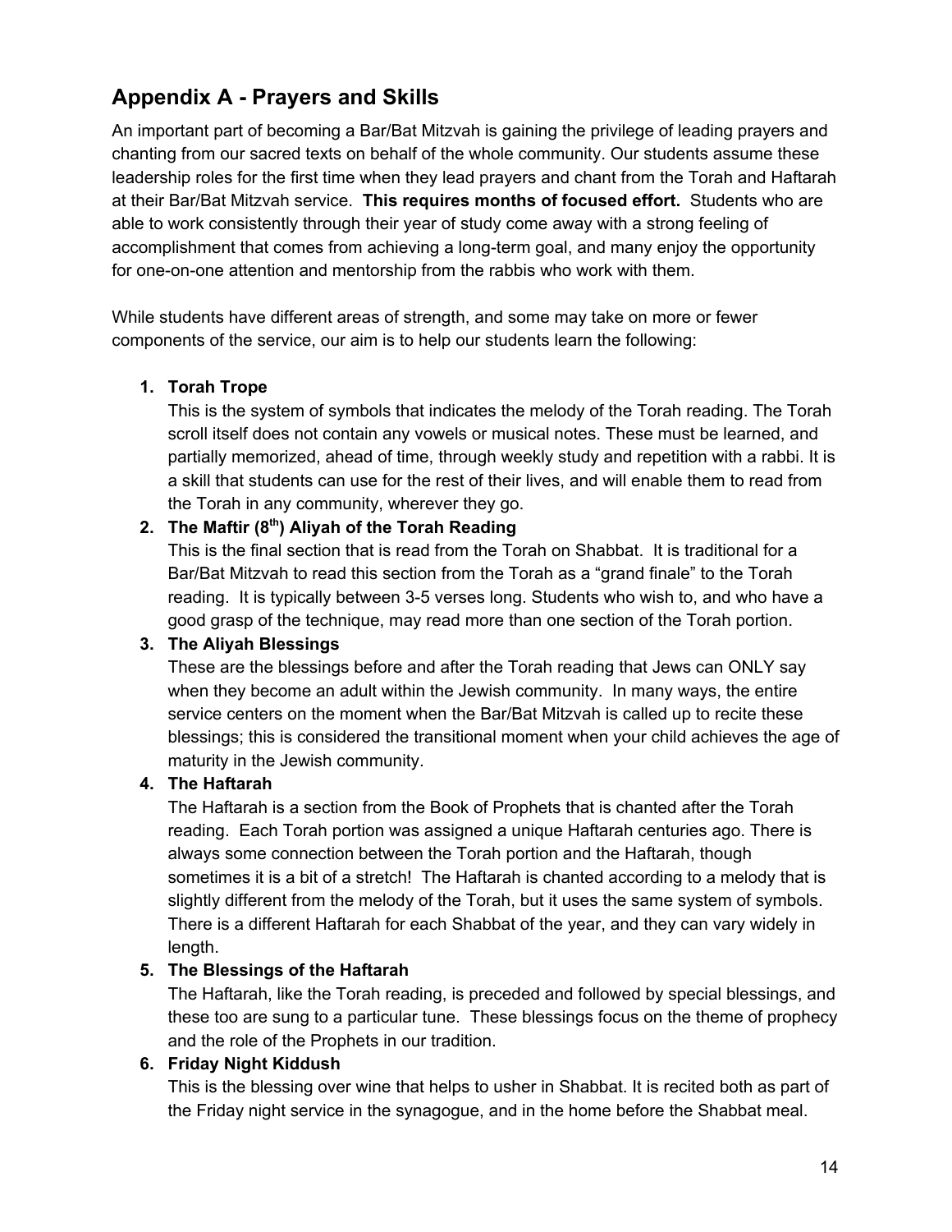## Appendix A - Prayers and Skills

An important part of becoming a Bar/Bat Mitzvah is gaining the privilege of leading prayers and chanting from our sacred texts on behalf of the whole community. Our students assume these leadership roles for the first time when they lead prayers and chant from the Torah and Haftarah at their Bar/Bat Mitzvah service. **This requires months of focused effort.** Students who are able to work consistently through their year of study come away with a strong feeling of accomplishment that comes from achieving a long-term goal, and many enjoy the opportunity for one-on-one attention and mentorship from the rabbis who work with them.

While students have different areas of strength, and some may take on more or fewer components of the service, our aim is to help our students learn the following:

1. **Torah Trope**
   This is the system of symbols that indicates the melody of the Torah reading. The Torah scroll itself does not contain any vowels or musical notes. These must be learned, and partially memorized, ahead of time, through weekly study and repetition with a rabbi. It is a skill that students can use for the rest of their lives, and will enable them to read from the Torah in any community, wherever they go.
2. **The Maftir (8th) Aliyah of the Torah Reading**
   This is the final section that is read from the Torah on Shabbat. It is traditional for a Bar/Bat Mitzvah to read this section from the Torah as a "grand finale" to the Torah reading. It is typically between 3-5 verses long. Students who wish to, and who have a good grasp of the technique, may read more than one section of the Torah portion.
3. **The Aliyah Blessings**
   These are the blessings before and after the Torah reading that Jews can ONLY say when they become an adult within the Jewish community. In many ways, the entire service centers on the moment when the Bar/Bat Mitzvah is called up to recite these blessings; this is considered the transitional moment when your child achieves the age of maturity in the Jewish community.
4. **The Haftarah**
   The Haftarah is a section from the Book of Prophets that is chanted after the Torah reading. Each Torah portion was assigned a unique Haftarah centuries ago. There is always some connection between the Torah portion and the Haftarah, though sometimes it is a bit of a stretch! The Haftarah is chanted according to a melody that is slightly different from the melody of the Torah, but it uses the same system of symbols. There is a different Haftarah for each Shabbat of the year, and they can vary widely in length.
5. **The Blessings of the Haftarah**
   The Haftarah, like the Torah reading, is preceded and followed by special blessings, and these too are sung to a particular tune. These blessings focus on the theme of prophecy and the role of the Prophets in our tradition.
6. **Friday Night Kiddush**
   This is the blessing over wine that helps to usher in Shabbat. It is recited both as part of the Friday night service in the synagogue, and in the home before the Shabbat meal.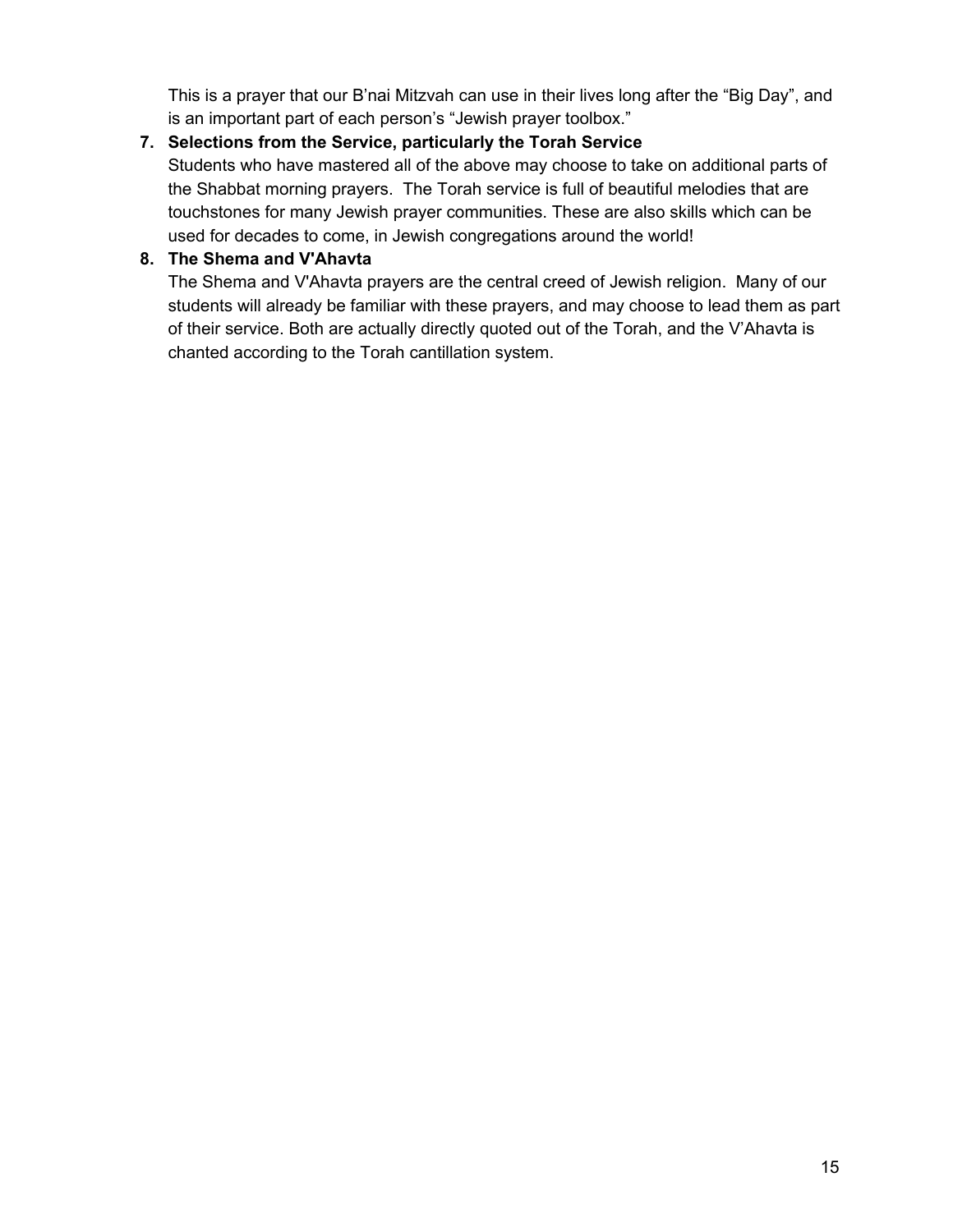This is a prayer that our B'nai Mitzvah can use in their lives long after the "Big Day", and is an important part of each person's "Jewish prayer toolbox."

7. **Selections from the Service, particularly the Torah Service**
   Students who have mastered all of the above may choose to take on additional parts of the Shabbat morning prayers. The Torah service is full of beautiful melodies that are touchstones for many Jewish prayer communities. These are also skills which can be used for decades to come, in Jewish congregations around the world!

8. **The Shema and V'Ahavta**
   The Shema and V'Ahavta prayers are the central creed of Jewish religion. Many of our students will already be familiar with these prayers, and may choose to lead them as part of their service. Both are actually directly quoted out of the Torah, and the V'Ahavta is chanted according to the Torah cantillation system.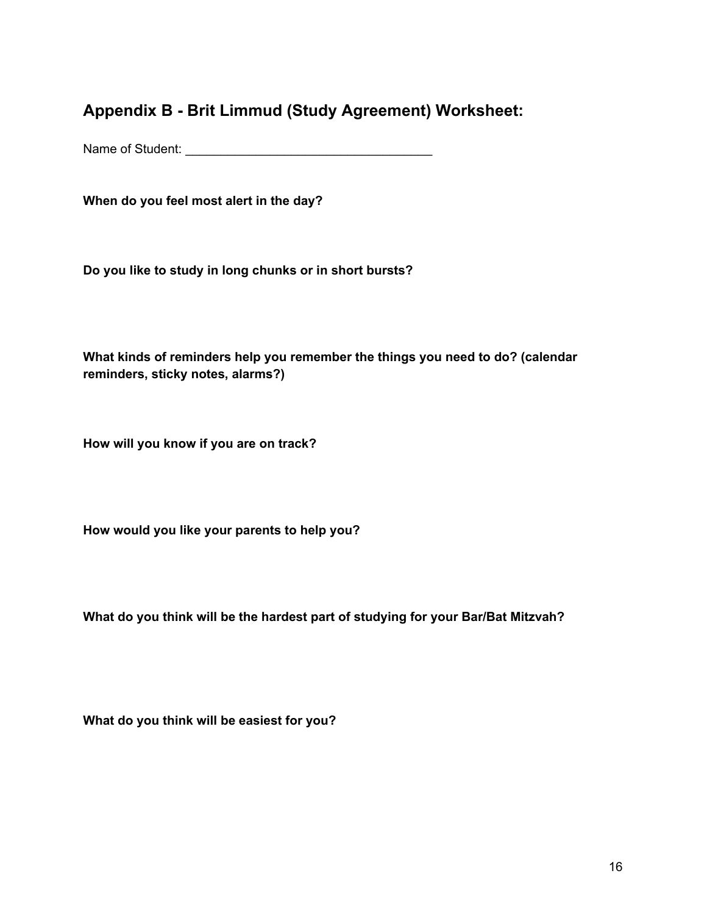## Appendix B - Brit Limmud (Study Agreement) Worksheet:

Name of Student: ___________________________________

**When do you feel most alert in the day?**

**Do you like to study in long chunks or in short bursts?**

**What kinds of reminders help you remember the things you need to do? (calendar reminders, sticky notes, alarms?)**

**How will you know if you are on track?**

**How would you like your parents to help you?**

**What do you think will be the hardest part of studying for your Bar/Bat Mitzvah?**

**What do you think will be easiest for you?**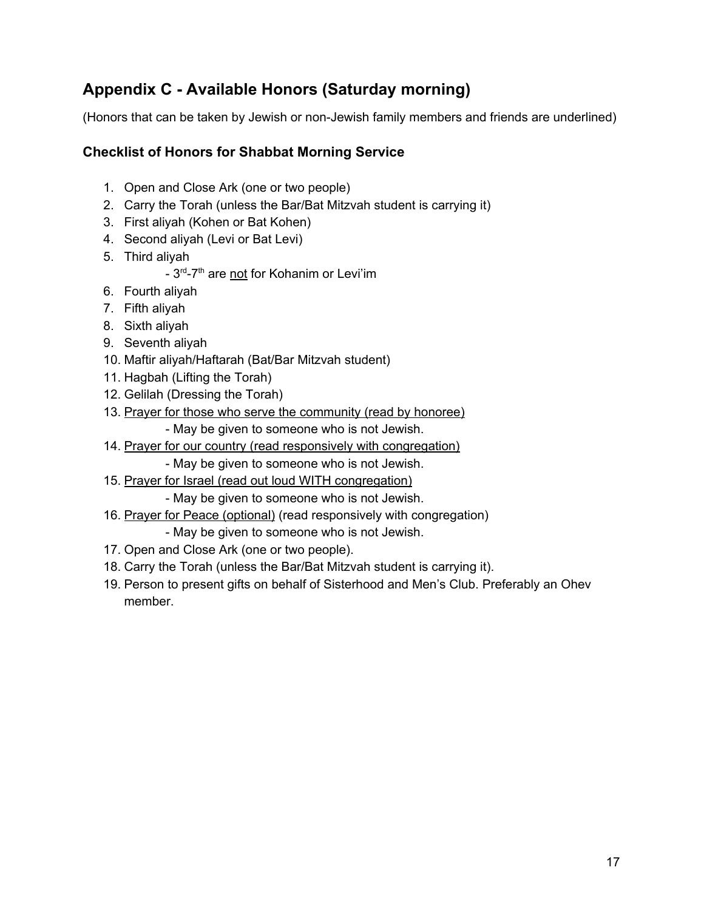## Appendix C - Available Honors (Saturday morning)

(Honors that can be taken by Jewish or non-Jewish family members and friends are underlined)

### Checklist of Honors for Shabbat Morning Service

1. Open and Close Ark (one or two people)
2. Carry the Torah (unless the Bar/Bat Mitzvah student is carrying it)
3. First aliyah (Kohen or Bat Kohen)
4. Second aliyah (Levi or Bat Levi)
5. Third aliyah
   - 3rd-7th are <u>not</u> for Kohanim or Levi'im
6. Fourth aliyah
7. Fifth aliyah
8. Sixth aliyah
9. Seventh aliyah
10. Maftir aliyah/Haftarah (Bat/Bar Mitzvah student)
11. Hagbah (Lifting the Torah)
12. Gelilah (Dressing the Torah)
13. <u>Prayer for those who serve the community (read by honoree)</u>
    - May be given to someone who is not Jewish.
14. <u>Prayer for our country (read responsively with congregation)</u>
    - May be given to someone who is not Jewish.
15. <u>Prayer for Israel (read out loud WITH congregation)</u>
    - May be given to someone who is not Jewish.
16. <u>Prayer for Peace (optional)</u> (read responsively with congregation)
    - May be given to someone who is not Jewish.
17. Open and Close Ark (one or two people).
18. Carry the Torah (unless the Bar/Bat Mitzvah student is carrying it).
19. Person to present gifts on behalf of Sisterhood and Men's Club. Preferably an Ohev member.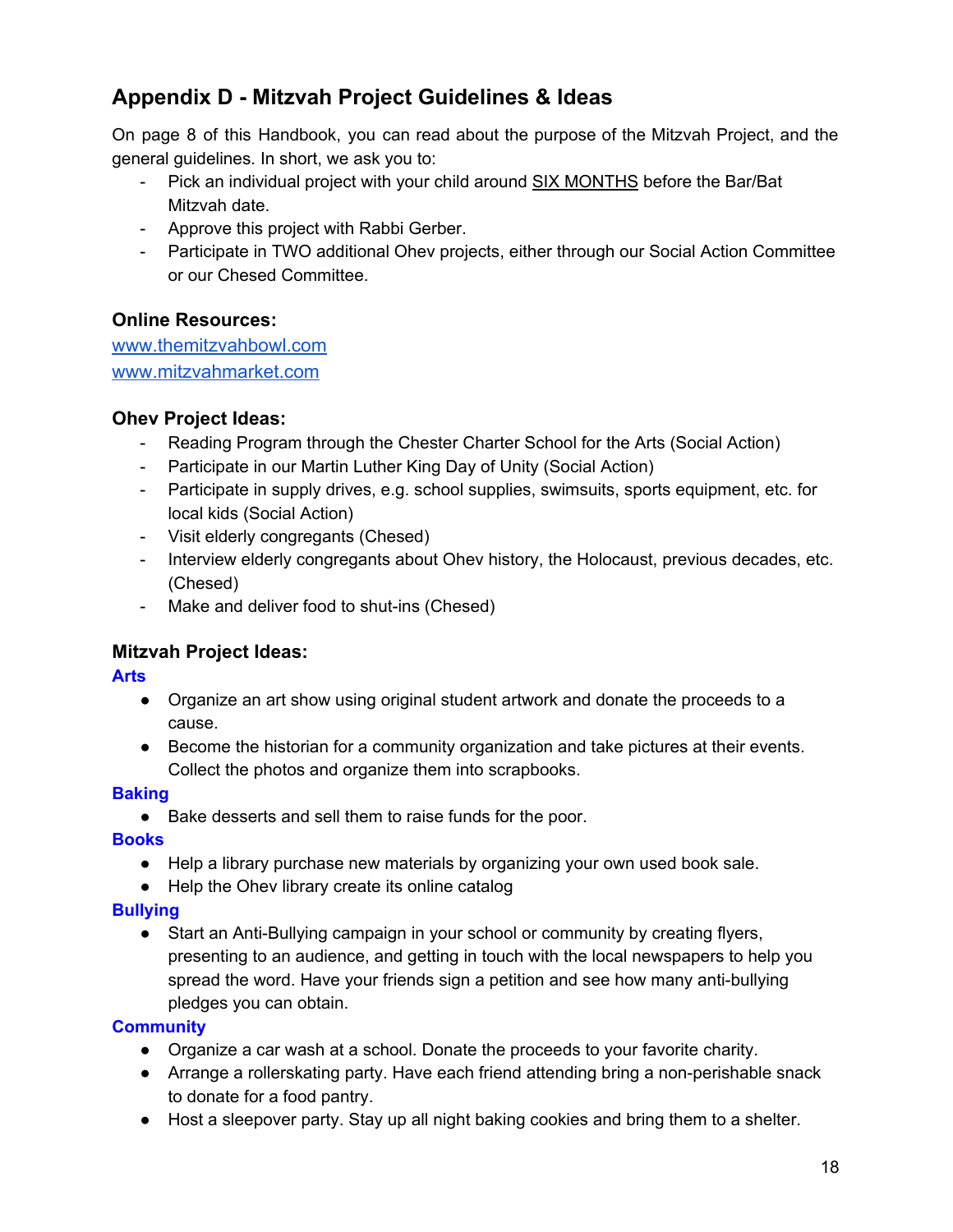## Appendix D - Mitzvah Project Guidelines & Ideas

On page 8 of this Handbook, you can read about the purpose of the Mitzvah Project, and the general guidelines. In short, we ask you to:

- Pick an individual project with your child around SIX MONTHS before the Bar/Bat Mitzvah date.
- Approve this project with Rabbi Gerber.
- Participate in TWO additional Ohev projects, either through our Social Action Committee or our Chesed Committee.

### Online Resources:

[www.themitzvahbowl.com](http://www.themitzvahbowl.com)
[www.mitzvahmarket.com](http://www.mitzvahmarket.com)

### Ohev Project Ideas:

- Reading Program through the Chester Charter School for the Arts (Social Action)
- Participate in our Martin Luther King Day of Unity (Social Action)
- Participate in supply drives, e.g. school supplies, swimsuits, sports equipment, etc. for local kids (Social Action)
- Visit elderly congregants (Chesed)
- Interview elderly congregants about Ohev history, the Holocaust, previous decades, etc. (Chesed)
- Make and deliver food to shut-ins (Chesed)

### Mitzvah Project Ideas:

**Arts**

- Organize an art show using original student artwork and donate the proceeds to a cause.
- Become the historian for a community organization and take pictures at their events. Collect the photos and organize them into scrapbooks.

**Baking**

- Bake desserts and sell them to raise funds for the poor.

**Books**

- Help a library purchase new materials by organizing your own used book sale.
- Help the Ohev library create its online catalog

**Bullying**

- Start an Anti-Bullying campaign in your school or community by creating flyers, presenting to an audience, and getting in touch with the local newspapers to help you spread the word. Have your friends sign a petition and see how many anti-bullying pledges you can obtain.

**Community**

- Organize a car wash at a school. Donate the proceeds to your favorite charity.
- Arrange a rollerskating party. Have each friend attending bring a non-perishable snack to donate for a food pantry.
- Host a sleepover party. Stay up all night baking cookies and bring them to a shelter.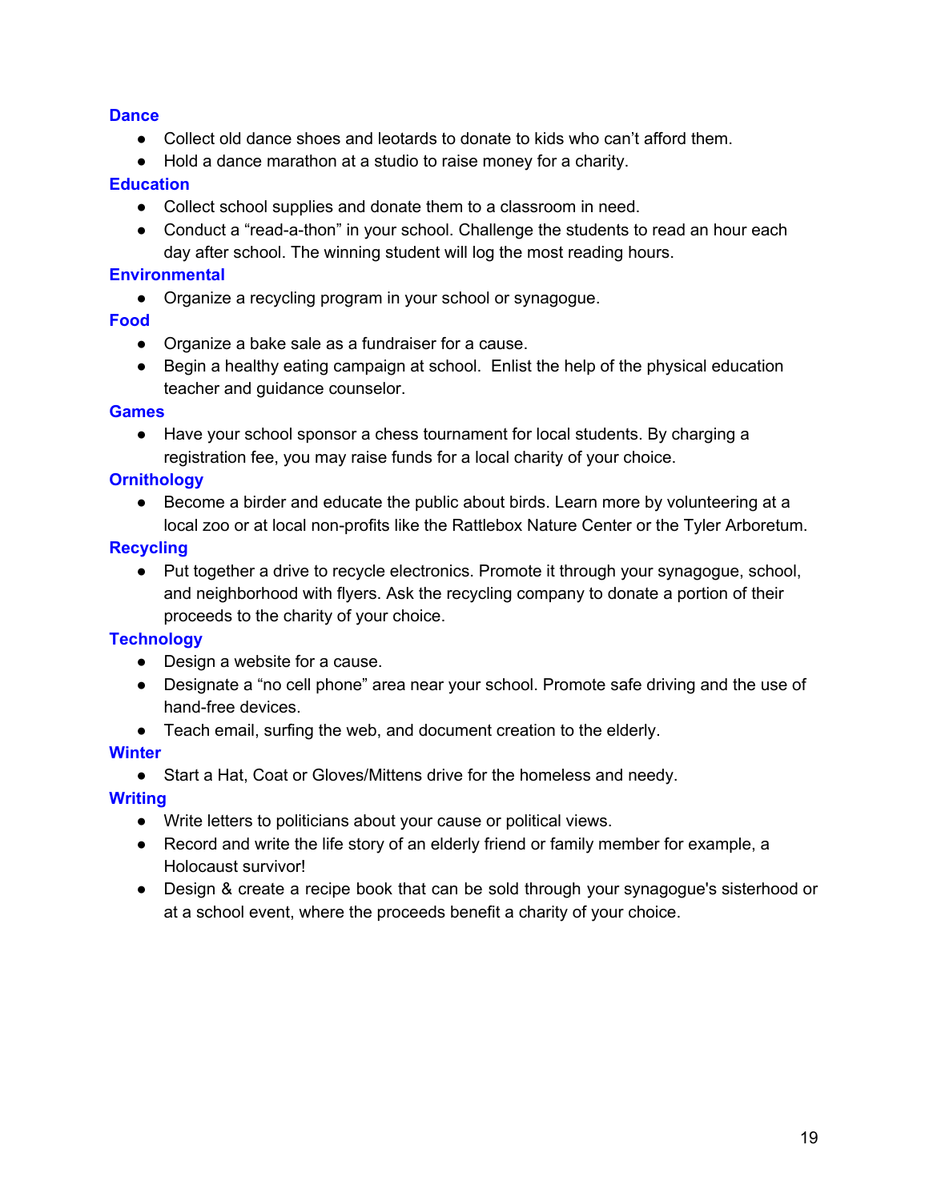### Dance

- Collect old dance shoes and leotards to donate to kids who can't afford them.
- Hold a dance marathon at a studio to raise money for a charity.

### Education

- Collect school supplies and donate them to a classroom in need.
- Conduct a "read-a-thon" in your school. Challenge the students to read an hour each day after school. The winning student will log the most reading hours.

### Environmental

- Organize a recycling program in your school or synagogue.

### Food

- Organize a bake sale as a fundraiser for a cause.
- Begin a healthy eating campaign at school.  Enlist the help of the physical education teacher and guidance counselor.

### Games

- Have your school sponsor a chess tournament for local students. By charging a registration fee, you may raise funds for a local charity of your choice.

### Ornithology

- Become a birder and educate the public about birds. Learn more by volunteering at a local zoo or at local non-profits like the Rattlebox Nature Center or the Tyler Arboretum.

### Recycling

- Put together a drive to recycle electronics. Promote it through your synagogue, school, and neighborhood with flyers. Ask the recycling company to donate a portion of their proceeds to the charity of your choice.

### Technology

- Design a website for a cause.
- Designate a "no cell phone" area near your school. Promote safe driving and the use of hand-free devices.
- Teach email, surfing the web, and document creation to the elderly.

### Winter

- Start a Hat, Coat or Gloves/Mittens drive for the homeless and needy.

### Writing

- Write letters to politicians about your cause or political views.
- Record and write the life story of an elderly friend or family member for example, a Holocaust survivor!
- Design & create a recipe book that can be sold through your synagogue's sisterhood or at a school event, where the proceeds benefit a charity of your choice.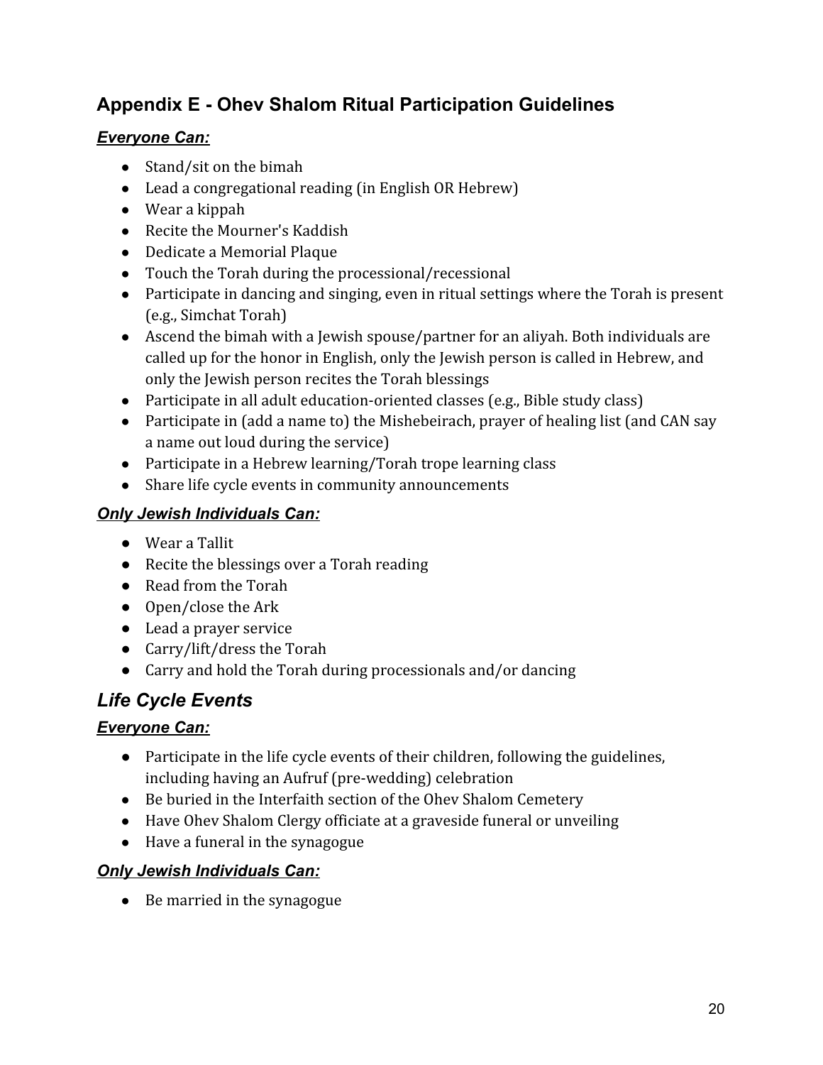## Appendix E - Ohev Shalom Ritual Participation Guidelines

***Everyone Can:***

- Stand/sit on the bimah
- Lead a congregational reading (in English OR Hebrew)
- Wear a kippah
- Recite the Mourner's Kaddish
- Dedicate a Memorial Plaque
- Touch the Torah during the processional/recessional
- Participate in dancing and singing, even in ritual settings where the Torah is present (e.g., Simchat Torah)
- Ascend the bimah with a Jewish spouse/partner for an aliyah. Both individuals are called up for the honor in English, only the Jewish person is called in Hebrew, and only the Jewish person recites the Torah blessings
- Participate in all adult education-oriented classes (e.g., Bible study class)
- Participate in (add a name to) the Mishebeirach, prayer of healing list (and CAN say a name out loud during the service)
- Participate in a Hebrew learning/Torah trope learning class
- Share life cycle events in community announcements

***Only Jewish Individuals Can:***

- Wear a Tallit
- Recite the blessings over a Torah reading
- Read from the Torah
- Open/close the Ark
- Lead a prayer service
- Carry/lift/dress the Torah
- Carry and hold the Torah during processionals and/or dancing

## *Life Cycle Events*

***Everyone Can:***

- Participate in the life cycle events of their children, following the guidelines, including having an Aufruf (pre-wedding) celebration
- Be buried in the Interfaith section of the Ohev Shalom Cemetery
- Have Ohev Shalom Clergy officiate at a graveside funeral or unveiling
- Have a funeral in the synagogue

***Only Jewish Individuals Can:***

- Be married in the synagogue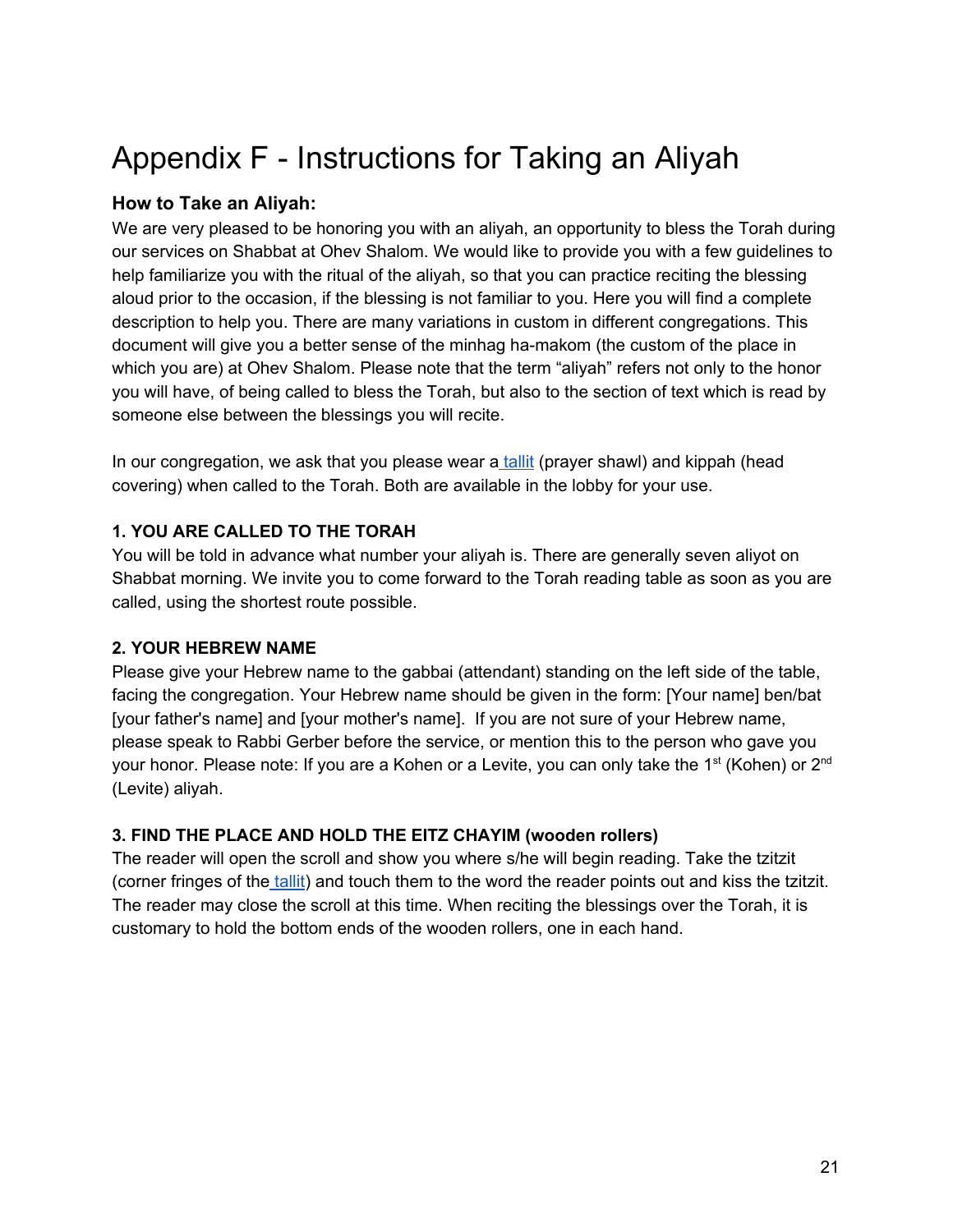# Appendix F - Instructions for Taking an Aliyah

### How to Take an Aliyah:

We are very pleased to be honoring you with an aliyah, an opportunity to bless the Torah during our services on Shabbat at Ohev Shalom. We would like to provide you with a few guidelines to help familiarize you with the ritual of the aliyah, so that you can practice reciting the blessing aloud prior to the occasion, if the blessing is not familiar to you. Here you will find a complete description to help you. There are many variations in custom in different congregations. This document will give you a better sense of the minhag ha-makom (the custom of the place in which you are) at Ohev Shalom. Please note that the term "aliyah" refers not only to the honor you will have, of being called to bless the Torah, but also to the section of text which is read by someone else between the blessings you will recite.

In our congregation, we ask that you please wear a tallit (prayer shawl) and kippah (head covering) when called to the Torah. Both are available in the lobby for your use.

**1. YOU ARE CALLED TO THE TORAH**

You will be told in advance what number your aliyah is. There are generally seven aliyot on Shabbat morning. We invite you to come forward to the Torah reading table as soon as you are called, using the shortest route possible.

**2. YOUR HEBREW NAME**

Please give your Hebrew name to the gabbai (attendant) standing on the left side of the table, facing the congregation. Your Hebrew name should be given in the form: [Your name] ben/bat [your father's name] and [your mother's name]. If you are not sure of your Hebrew name, please speak to Rabbi Gerber before the service, or mention this to the person who gave you your honor. Please note: If you are a Kohen or a Levite, you can only take the 1st (Kohen) or 2nd (Levite) aliyah.

**3. FIND THE PLACE AND HOLD THE EITZ CHAYIM (wooden rollers)**

The reader will open the scroll and show you where s/he will begin reading. Take the tzitzit (corner fringes of the tallit) and touch them to the word the reader points out and kiss the tzitzit. The reader may close the scroll at this time. When reciting the blessings over the Torah, it is customary to hold the bottom ends of the wooden rollers, one in each hand.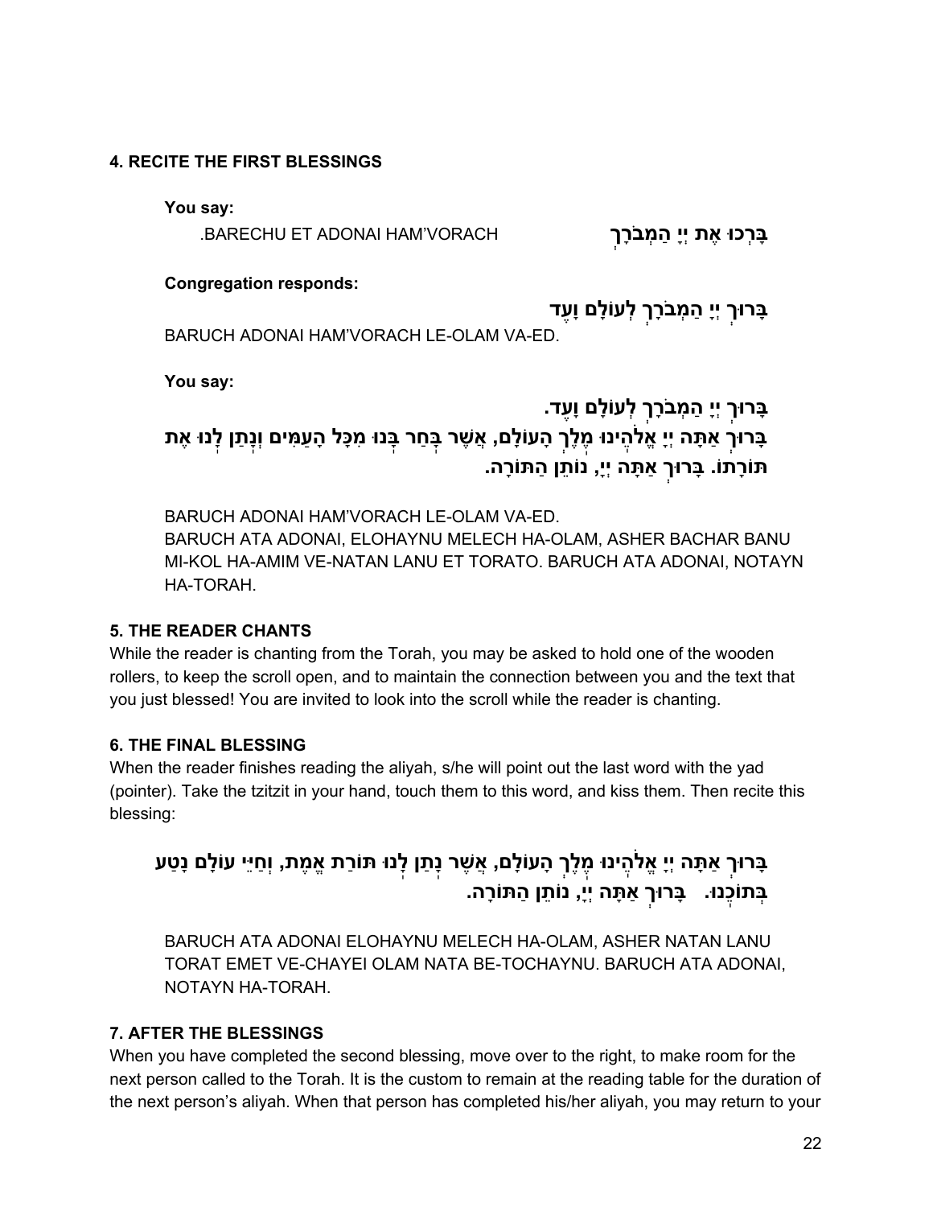#### 4. RECITE THE FIRST BLESSINGS

**You say:**

.BARECHU ET ADONAI HAM'VORACH בָּרְכוּ אֶת יְיָ הַמְבֹרָךְ

**Congregation responds:**

בָּרוּךְ יְיָ הַמְבֹרָךְ לְעוֹלָם וָעֶד

BARUCH ADONAI HAM'VORACH LE-OLAM VA-ED.

**You say:**

בָּרוּךְ יְיָ הַמְבֹרָךְ לְעוֹלָם וָעֶד.
בָּרוּךְ אַתָּה יְיָ אֱלֹהֵינוּ מֶלֶךְ הָעוֹלָם, אֲשֶׁר בָּחַר בָּנוּ מִכָּל הָעַמִּים וְנָתַן לָנוּ אֶת תּוֹרָתוֹ. בָּרוּךְ אַתָּה יְיָ, נוֹתֵן הַתּוֹרָה.

BARUCH ADONAI HAM'VORACH LE-OLAM VA-ED.
BARUCH ATA ADONAI, ELOHAYNU MELECH HA-OLAM, ASHER BACHAR BANU MI-KOL HA-AMIM VE-NATAN LANU ET TORATO. BARUCH ATA ADONAI, NOTAYN HA-TORAH.

#### 5. THE READER CHANTS

While the reader is chanting from the Torah, you may be asked to hold one of the wooden rollers, to keep the scroll open, and to maintain the connection between you and the text that you just blessed! You are invited to look into the scroll while the reader is chanting.

#### 6. THE FINAL BLESSING

When the reader finishes reading the aliyah, s/he will point out the last word with the yad (pointer). Take the tzitzit in your hand, touch them to this word, and kiss them. Then recite this blessing:

בָּרוּךְ אַתָּה יְיָ אֱלֹהֵינוּ מֶלֶךְ הָעוֹלָם, אֲשֶׁר נָתַן לָנוּ תּוֹרַת אֱמֶת, וְחַיֵּי עוֹלָם נָטַע בְּתוֹכֵנוּ. בָּרוּךְ אַתָּה יְיָ, נוֹתֵן הַתּוֹרָה.

BARUCH ATA ADONAI ELOHAYNU MELECH HA-OLAM, ASHER NATAN LANU TORAT EMET VE-CHAYEI OLAM NATA BE-TOCHAYNU. BARUCH ATA ADONAI, NOTAYN HA-TORAH.

#### 7. AFTER THE BLESSINGS

When you have completed the second blessing, move over to the right, to make room for the next person called to the Torah. It is the custom to remain at the reading table for the duration of the next person's aliyah. When that person has completed his/her aliyah, you may return to your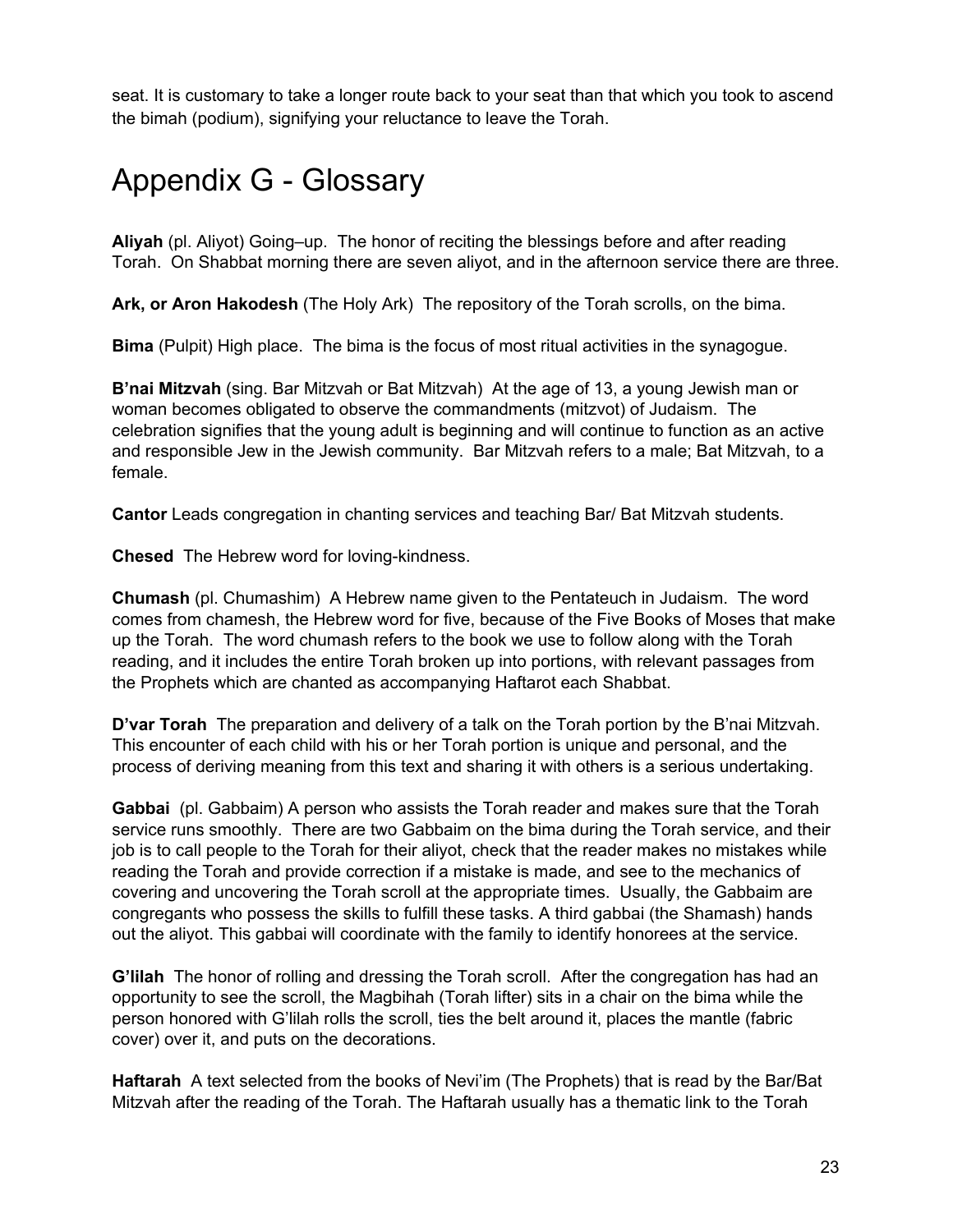seat. It is customary to take a longer route back to your seat than that which you took to ascend the bimah (podium), signifying your reluctance to leave the Torah.

# Appendix G - Glossary

**Aliyah** (pl. Aliyot) Going–up. The honor of reciting the blessings before and after reading Torah. On Shabbat morning there are seven aliyot, and in the afternoon service there are three.

**Ark, or Aron Hakodesh** (The Holy Ark) The repository of the Torah scrolls, on the bima.

**Bima** (Pulpit) High place. The bima is the focus of most ritual activities in the synagogue.

**B'nai Mitzvah** (sing. Bar Mitzvah or Bat Mitzvah) At the age of 13, a young Jewish man or woman becomes obligated to observe the commandments (mitzvot) of Judaism. The celebration signifies that the young adult is beginning and will continue to function as an active and responsible Jew in the Jewish community. Bar Mitzvah refers to a male; Bat Mitzvah, to a female.

**Cantor** Leads congregation in chanting services and teaching Bar/ Bat Mitzvah students.

**Chesed** The Hebrew word for loving-kindness.

**Chumash** (pl. Chumashim) A Hebrew name given to the Pentateuch in Judaism. The word comes from chamesh, the Hebrew word for five, because of the Five Books of Moses that make up the Torah. The word chumash refers to the book we use to follow along with the Torah reading, and it includes the entire Torah broken up into portions, with relevant passages from the Prophets which are chanted as accompanying Haftarot each Shabbat.

**D'var Torah** The preparation and delivery of a talk on the Torah portion by the B'nai Mitzvah. This encounter of each child with his or her Torah portion is unique and personal, and the process of deriving meaning from this text and sharing it with others is a serious undertaking.

**Gabbai** (pl. Gabbaim) A person who assists the Torah reader and makes sure that the Torah service runs smoothly. There are two Gabbaim on the bima during the Torah service, and their job is to call people to the Torah for their aliyot, check that the reader makes no mistakes while reading the Torah and provide correction if a mistake is made, and see to the mechanics of covering and uncovering the Torah scroll at the appropriate times. Usually, the Gabbaim are congregants who possess the skills to fulfill these tasks. A third gabbai (the Shamash) hands out the aliyot. This gabbai will coordinate with the family to identify honorees at the service.

**G'lilah** The honor of rolling and dressing the Torah scroll. After the congregation has had an opportunity to see the scroll, the Magbihah (Torah lifter) sits in a chair on the bima while the person honored with G'lilah rolls the scroll, ties the belt around it, places the mantle (fabric cover) over it, and puts on the decorations.

**Haftarah** A text selected from the books of Nevi'im (The Prophets) that is read by the Bar/Bat Mitzvah after the reading of the Torah. The Haftarah usually has a thematic link to the Torah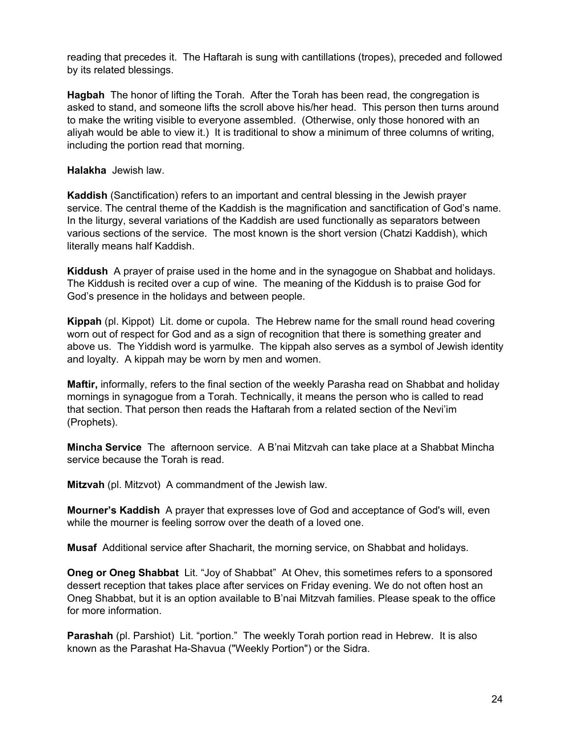reading that precedes it. The Haftarah is sung with cantillations (tropes), preceded and followed by its related blessings.

**Hagbah** The honor of lifting the Torah. After the Torah has been read, the congregation is asked to stand, and someone lifts the scroll above his/her head. This person then turns around to make the writing visible to everyone assembled. (Otherwise, only those honored with an aliyah would be able to view it.) It is traditional to show a minimum of three columns of writing, including the portion read that morning.

**Halakha** Jewish law.

**Kaddish** (Sanctification) refers to an important and central blessing in the Jewish prayer service. The central theme of the Kaddish is the magnification and sanctification of God's name. In the liturgy, several variations of the Kaddish are used functionally as separators between various sections of the service. The most known is the short version (Chatzi Kaddish), which literally means half Kaddish.

**Kiddush** A prayer of praise used in the home and in the synagogue on Shabbat and holidays. The Kiddush is recited over a cup of wine. The meaning of the Kiddush is to praise God for God's presence in the holidays and between people.

**Kippah** (pl. Kippot) Lit. dome or cupola. The Hebrew name for the small round head covering worn out of respect for God and as a sign of recognition that there is something greater and above us. The Yiddish word is yarmulke. The kippah also serves as a symbol of Jewish identity and loyalty. A kippah may be worn by men and women.

**Maftir,** informally, refers to the final section of the weekly Parasha read on Shabbat and holiday mornings in synagogue from a Torah. Technically, it means the person who is called to read that section. That person then reads the Haftarah from a related section of the Nevi'im (Prophets).

**Mincha Service** The afternoon service. A B'nai Mitzvah can take place at a Shabbat Mincha service because the Torah is read.

**Mitzvah** (pl. Mitzvot) A commandment of the Jewish law.

**Mourner's Kaddish** A prayer that expresses love of God and acceptance of God's will, even while the mourner is feeling sorrow over the death of a loved one.

**Musaf** Additional service after Shacharit, the morning service, on Shabbat and holidays.

**Oneg or Oneg Shabbat** Lit. "Joy of Shabbat" At Ohev, this sometimes refers to a sponsored dessert reception that takes place after services on Friday evening. We do not often host an Oneg Shabbat, but it is an option available to B'nai Mitzvah families. Please speak to the office for more information.

**Parashah** (pl. Parshiot) Lit. "portion." The weekly Torah portion read in Hebrew. It is also known as the Parashat Ha-Shavua ("Weekly Portion") or the Sidra.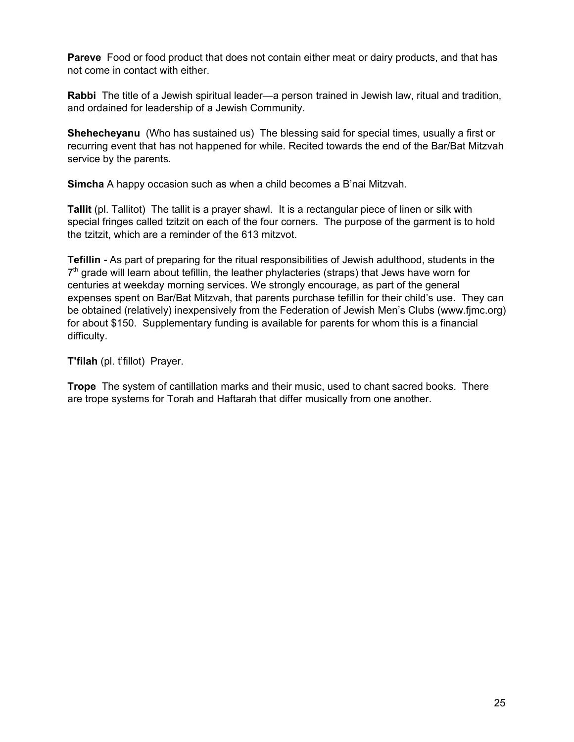**Pareve** Food or food product that does not contain either meat or dairy products, and that has not come in contact with either.

**Rabbi** The title of a Jewish spiritual leader—a person trained in Jewish law, ritual and tradition, and ordained for leadership of a Jewish Community.

**Shehecheyanu** (Who has sustained us) The blessing said for special times, usually a first or recurring event that has not happened for while. Recited towards the end of the Bar/Bat Mitzvah service by the parents.

**Simcha** A happy occasion such as when a child becomes a B'nai Mitzvah.

**Tallit** (pl. Tallitot) The tallit is a prayer shawl. It is a rectangular piece of linen or silk with special fringes called tzitzit on each of the four corners. The purpose of the garment is to hold the tzitzit, which are a reminder of the 613 mitzvot.

**Tefillin -** As part of preparing for the ritual responsibilities of Jewish adulthood, students in the 7th grade will learn about tefillin, the leather phylacteries (straps) that Jews have worn for centuries at weekday morning services. We strongly encourage, as part of the general expenses spent on Bar/Bat Mitzvah, that parents purchase tefillin for their child's use. They can be obtained (relatively) inexpensively from the Federation of Jewish Men's Clubs (www.fjmc.org) for about $150. Supplementary funding is available for parents for whom this is a financial difficulty.

**T'filah** (pl. t'fillot) Prayer.

**Trope** The system of cantillation marks and their music, used to chant sacred books. There are trope systems for Torah and Haftarah that differ musically from one another.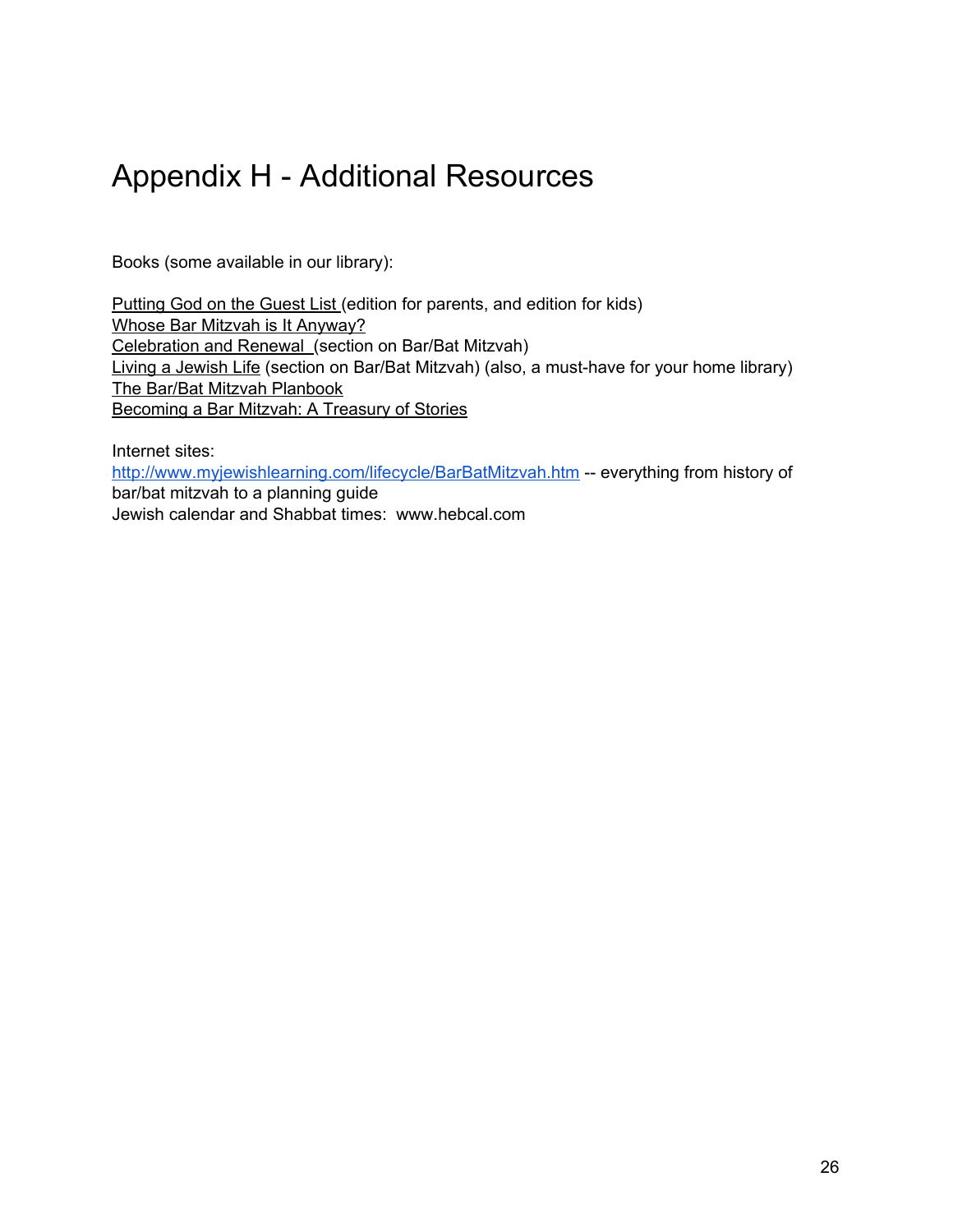# Appendix H - Additional Resources

Books (some available in our library):

Putting God on the Guest List (edition for parents, and edition for kids)
Whose Bar Mitzvah is It Anyway?
Celebration and Renewal (section on Bar/Bat Mitzvah)
Living a Jewish Life (section on Bar/Bat Mitzvah) (also, a must-have for your home library)
The Bar/Bat Mitzvah Planbook
Becoming a Bar Mitzvah: A Treasury of Stories

Internet sites:
http://www.myjewishlearning.com/lifecycle/BarBatMitzvah.htm -- everything from history of bar/bat mitzvah to a planning guide
Jewish calendar and Shabbat times: www.hebcal.com